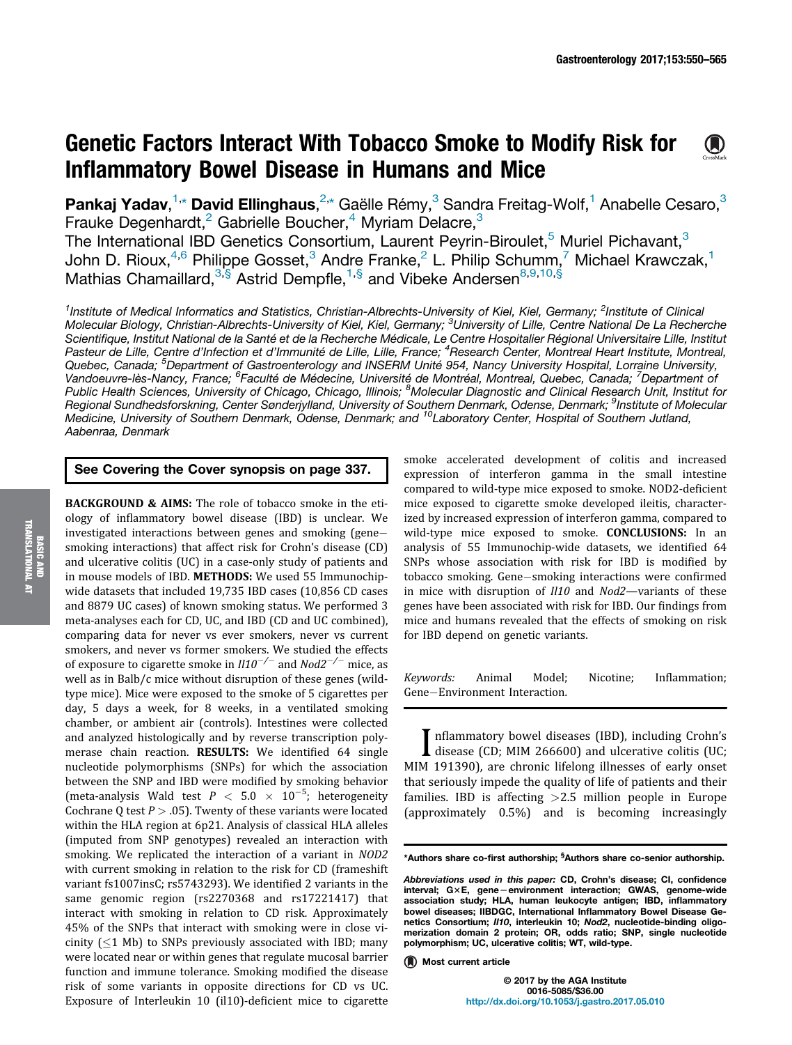# Genetic Factors Interact With Tobacco Smoke to Modify Risk for Inflammatory Bowel Disease in Humans and Mice

**Pankaj Yadav**,[1,*] **David Ellinghaus**,[2,*] Gaëlle Rémy,[3] Sandra Freitag-Wolf,[1] Anabelle Cesaro,[3] Frauke Degenhardt,[2] Gabrielle Boucher,[4] Myriam Delacre,[3] The International IBD Genetics Consortium, Laurent Peyrin-Biroulet,[5] Muriel Pichavant,[3] John D. Rioux,[4,6] Philippe Gosset,[3] Andre Franke,[2] L. Philip Schumm,[7] Michael Krawczak,[1] Mathias Chamaillard,[3,§] Astrid Dempfle,[1,§] and Vibeke Andersen[8,9,10,§]

[1]Institute of Medical Informatics and Statistics, Christian-Albrechts-University of Kiel, Kiel, Germany; [2]Institute of Clinical Molecular Biology, Christian-Albrechts-University of Kiel, Kiel, Germany; [3]University of Lille, Centre National De La Recherche Scientifique, Institut National de la Santé et de la Recherche Médicale, Le Centre Hospitalier Régional Universitaire Lille, Institut Pasteur de Lille, Centre d'Infection et d'Immunité de Lille, Lille, France; [4]Research Center, Montreal Heart Institute, Montreal, Quebec, Canada; [5]Department of Gastroenterology and INSERM Unité 954, Nancy University Hospital, Lorraine University, Vandoeuvre-lès-Nancy, France; [6]Faculté de Médecine, Université de Montréal, Montreal, Quebec, Canada; [7]Department of Public Health Sciences, University of Chicago, Chicago, Illinois; [8]Molecular Diagnostic and Clinical Research Unit, Institut for Regional Sundhedsforskning, Center Sønderjylland, University of Southern Denmark, Odense, Denmark; [9]Institute of Molecular Medicine, University of Southern Denmark, Odense, Denmark; and [10]Laboratory Center, Hospital of Southern Jutland, Aabenraa, Denmark

**See Covering the Cover synopsis on page 337.**

**BACKGROUND & AIMS:** The role of tobacco smoke in the etiology of inflammatory bowel disease (IBD) is unclear. We investigated interactions between genes and smoking (gene−smoking interactions) that affect risk for Crohn's disease (CD) and ulcerative colitis (UC) in a case-only study of patients and in mouse models of IBD. **METHODS:** We used 55 Immunochip-wide datasets that included 19,735 IBD cases (10,856 CD cases and 8879 UC cases) of known smoking status. We performed 3 meta-analyses each for CD, UC, and IBD (CD and UC combined), comparing data for never vs ever smokers, never vs current smokers, and never vs former smokers. We studied the effects of exposure to cigarette smoke in *Il10*$^{-/-}$ and *Nod2*$^{-/-}$ mice, as well as in Balb/c mice without disruption of these genes (wild-type mice). Mice were exposed to the smoke of 5 cigarettes per day, 5 days a week, for 8 weeks, in a ventilated smoking chamber, or ambient air (controls). Intestines were collected and analyzed histologically and by reverse transcription polymerase chain reaction. **RESULTS:** We identified 64 single nucleotide polymorphisms (SNPs) for which the association between the SNP and IBD were modified by smoking behavior (meta-analysis Wald test $P < 5.0 \times 10^{-5}$; heterogeneity Cochrane Q test $P > .05$). Twenty of these variants were located within the HLA region at 6p21. Analysis of classical HLA alleles (imputed from SNP genotypes) revealed an interaction with smoking. We replicated the interaction of a variant in *NOD2* with current smoking in relation to the risk for CD (frameshift variant fs1007insC; rs5743293). We identified 2 variants in the same genomic region (rs2270368 and rs17221417) that interact with smoking in relation to CD risk. Approximately 45% of the SNPs that interact with smoking were in close vicinity (≤1 Mb) to SNPs previously associated with IBD; many were located near or within genes that regulate mucosal barrier function and immune tolerance. Smoking modified the disease risk of some variants in opposite directions for CD vs UC. Exposure of Interleukin 10 (il10)-deficient mice to cigarette smoke accelerated development of colitis and increased expression of interferon gamma in the small intestine compared to wild-type mice exposed to smoke. NOD2-deficient mice exposed to cigarette smoke developed ileitis, characterized by increased expression of interferon gamma, compared to wild-type mice exposed to smoke. **CONCLUSIONS:** In an analysis of 55 Immunochip-wide datasets, we identified 64 SNPs whose association with risk for IBD is modified by tobacco smoking. Gene−smoking interactions were confirmed in mice with disruption of *Il10* and *Nod2*—variants of these genes have been associated with risk for IBD. Our findings from mice and humans revealed that the effects of smoking on risk for IBD depend on genetic variants.

*Keywords:* Animal Model; Nicotine; Inflammation; Gene−Environment Interaction.

Inflammatory bowel diseases (IBD), including Crohn's disease (CD; MIM 266600) and ulcerative colitis (UC; MIM 191390), are chronic lifelong illnesses of early onset that seriously impede the quality of life of patients and their families. IBD is affecting >2.5 million people in Europe (approximately 0.5%) and is becoming increasingly

*Authors share co-first authorship; [§]Authors share co-senior authorship.

*Abbreviations used in this paper:* CD, Crohn's disease; CI, confidence interval; G×E, gene−environment interaction; GWAS, genome-wide association study; HLA, human leukocyte antigen; IBD, inflammatory bowel diseases; IIBDGC, International Inflammatory Bowel Disease Genetics Consortium; *Il10*, interleukin 10; *Nod2*, nucleotide-binding oligomerization domain 2 protein; OR, odds ratio; SNP, single nucleotide polymorphism; UC, ulcerative colitis; WT, wild-type.

Most current article

© 2017 by the AGA Institute
0016-5085/$36.00
http://dx.doi.org/10.1053/j.gastro.2017.05.010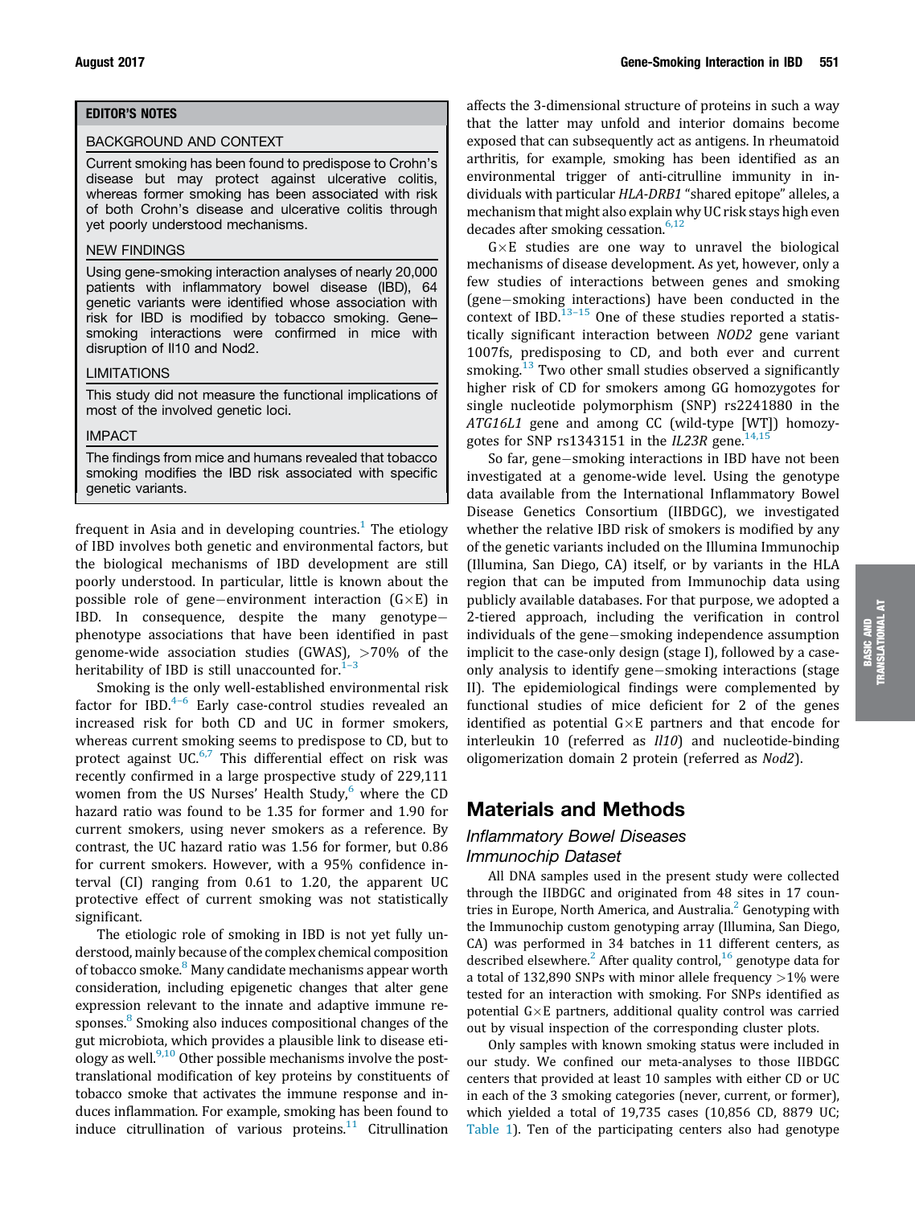**EDITOR'S NOTES**

**BACKGROUND AND CONTEXT**

Current smoking has been found to predispose to Crohn's disease but may protect against ulcerative colitis, whereas former smoking has been associated with risk of both Crohn's disease and ulcerative colitis through yet poorly understood mechanisms.

**NEW FINDINGS**

Using gene-smoking interaction analyses of nearly 20,000 patients with inflammatory bowel disease (IBD), 64 genetic variants were identified whose association with risk for IBD is modified by tobacco smoking. Gene–smoking interactions were confirmed in mice with disruption of Il10 and Nod2.

**LIMITATIONS**

This study did not measure the functional implications of most of the involved genetic loci.

**IMPACT**

The findings from mice and humans revealed that tobacco smoking modifies the IBD risk associated with specific genetic variants.

frequent in Asia and in developing countries.[1] The etiology of IBD involves both genetic and environmental factors, but the biological mechanisms of IBD development are still poorly understood. In particular, little is known about the possible role of gene−environment interaction (G×E) in IBD. In consequence, despite the many genotype−phenotype associations that have been identified in past genome-wide association studies (GWAS), >70% of the heritability of IBD is still unaccounted for.[1–3]

Smoking is the only well-established environmental risk factor for IBD.[4–6] Early case-control studies revealed an increased risk for both CD and UC in former smokers, whereas current smoking seems to predispose to CD, but to protect against UC.[6,7] This differential effect on risk was recently confirmed in a large prospective study of 229,111 women from the US Nurses' Health Study,[6] where the CD hazard ratio was found to be 1.35 for former and 1.90 for current smokers, using never smokers as a reference. By contrast, the UC hazard ratio was 1.56 for former, but 0.86 for current smokers. However, with a 95% confidence interval (CI) ranging from 0.61 to 1.20, the apparent UC protective effect of current smoking was not statistically significant.

The etiologic role of smoking in IBD is not yet fully understood, mainly because of the complex chemical composition of tobacco smoke.[8] Many candidate mechanisms appear worth consideration, including epigenetic changes that alter gene expression relevant to the innate and adaptive immune responses.[8] Smoking also induces compositional changes of the gut microbiota, which provides a plausible link to disease etiology as well.[9,10] Other possible mechanisms involve the posttranslational modification of key proteins by constituents of tobacco smoke that activates the immune response and induces inflammation. For example, smoking has been found to induce citrullination of various proteins.[11] Citrullination affects the 3-dimensional structure of proteins in such a way that the latter may unfold and interior domains become exposed that can subsequently act as antigens. In rheumatoid arthritis, for example, smoking has been identified as an environmental trigger of anti-citrulline immunity in individuals with particular *HLA-DRB1* "shared epitope" alleles, a mechanism that might also explain why UC risk stays high even decades after smoking cessation.[6,12]

G×E studies are one way to unravel the biological mechanisms of disease development. As yet, however, only a few studies of interactions between genes and smoking (gene−smoking interactions) have been conducted in the context of IBD.[13–15] One of these studies reported a statistically significant interaction between *NOD2* gene variant 1007fs, predisposing to CD, and both ever and current smoking.[13] Two other small studies observed a significantly higher risk of CD for smokers among GG homozygotes for single nucleotide polymorphism (SNP) rs2241880 in the *ATG16L1* gene and among CC (wild-type [WT]) homozygotes for SNP rs1343151 in the *IL23R* gene.[14,15]

So far, gene−smoking interactions in IBD have not been investigated at a genome-wide level. Using the genotype data available from the International Inflammatory Bowel Disease Genetics Consortium (IIBDGC), we investigated whether the relative IBD risk of smokers is modified by any of the genetic variants included on the Illumina Immunochip (Illumina, San Diego, CA) itself, or by variants in the HLA region that can be imputed from Immunochip data using publicly available databases. For that purpose, we adopted a 2-tiered approach, including the verification in control individuals of the gene−smoking independence assumption implicit to the case-only design (stage I), followed by a case-only analysis to identify gene−smoking interactions (stage II). The epidemiological findings were complemented by functional studies of mice deficient for 2 of the genes identified as potential G×E partners and that encode for interleukin 10 (referred as *Il10*) and nucleotide-binding oligomerization domain 2 protein (referred as *Nod2*).

## Materials and Methods

### Inflammatory Bowel Diseases Immunochip Dataset

All DNA samples used in the present study were collected through the IIBDGC and originated from 48 sites in 17 countries in Europe, North America, and Australia.[2] Genotyping with the Immunochip custom genotyping array (Illumina, San Diego, CA) was performed in 34 batches in 11 different centers, as described elsewhere.[2] After quality control,[16] genotype data for a total of 132,890 SNPs with minor allele frequency >1% were tested for an interaction with smoking. For SNPs identified as potential G×E partners, additional quality control was carried out by visual inspection of the corresponding cluster plots.

Only samples with known smoking status were included in our study. We confined our meta-analyses to those IIBDGC centers that provided at least 10 samples with either CD or UC in each of the 3 smoking categories (never, current, or former), which yielded a total of 19,735 cases (10,856 CD, 8879 UC; Table 1). Ten of the participating centers also had genotype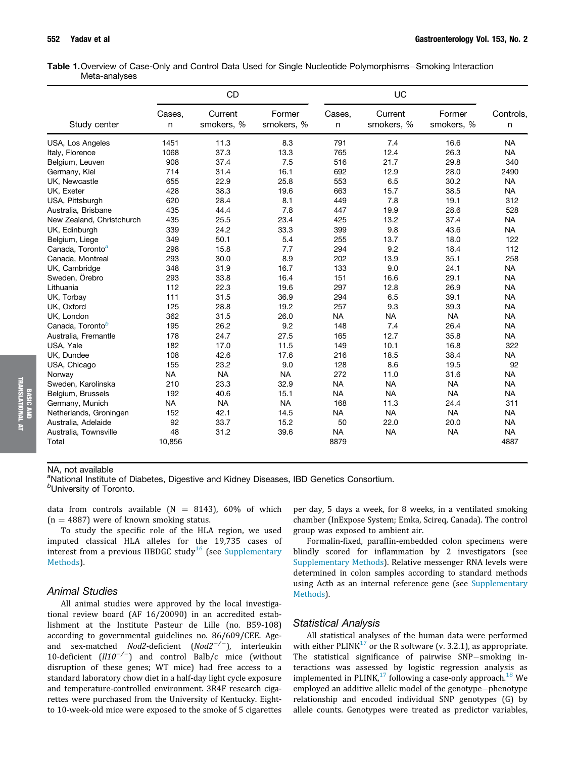**Table 1.** Overview of Case-Only and Control Data Used for Single Nucleotide Polymorphisms−Smoking Interaction Meta-analyses

| Study center | CD | | | UC | | | Controls, n |
|---|---|---|---|---|---|---|---|
| | Cases, n | Current smokers, % | Former smokers, % | Cases, n | Current smokers, % | Former smokers, % | |
| USA, Los Angeles | 1451 | 11.3 | 8.3 | 791 | 7.4 | 16.6 | NA |
| Italy, Florence | 1068 | 37.3 | 13.3 | 765 | 12.4 | 26.3 | NA |
| Belgium, Leuven | 908 | 37.4 | 7.5 | 516 | 21.7 | 29.8 | 340 |
| Germany, Kiel | 714 | 31.4 | 16.1 | 692 | 12.9 | 28.0 | 2490 |
| UK, Newcastle | 655 | 22.9 | 25.8 | 553 | 6.5 | 30.2 | NA |
| UK, Exeter | 428 | 38.3 | 19.6 | 663 | 15.7 | 38.5 | NA |
| USA, Pittsburgh | 620 | 28.4 | 8.1 | 449 | 7.8 | 19.1 | 312 |
| Australia, Brisbane | 435 | 44.4 | 7.8 | 447 | 19.9 | 28.6 | 528 |
| New Zealand, Christchurch | 435 | 25.5 | 23.4 | 425 | 13.2 | 37.4 | NA |
| UK, Edinburgh | 339 | 24.2 | 33.3 | 399 | 9.8 | 43.6 | NA |
| Belgium, Liege | 349 | 50.1 | 5.4 | 255 | 13.7 | 18.0 | 122 |
| Canada, Toronto[a] | 298 | 15.8 | 7.7 | 294 | 9.2 | 18.4 | 112 |
| Canada, Montreal | 293 | 30.0 | 8.9 | 202 | 13.9 | 35.1 | 258 |
| UK, Cambridge | 348 | 31.9 | 16.7 | 133 | 9.0 | 24.1 | NA |
| Sweden, Örebro | 293 | 33.8 | 16.4 | 151 | 16.6 | 29.1 | NA |
| Lithuania | 112 | 22.3 | 19.6 | 297 | 12.8 | 26.9 | NA |
| UK, Torbay | 111 | 31.5 | 36.9 | 294 | 6.5 | 39.1 | NA |
| UK, Oxford | 125 | 28.8 | 19.2 | 257 | 9.3 | 39.3 | NA |
| UK, London | 362 | 31.5 | 26.0 | NA | NA | NA | NA |
| Canada, Toronto[b] | 195 | 26.2 | 9.2 | 148 | 7.4 | 26.4 | NA |
| Australia, Fremantle | 178 | 24.7 | 27.5 | 165 | 12.7 | 35.8 | NA |
| USA, Yale | 182 | 17.0 | 11.5 | 149 | 10.1 | 16.8 | 322 |
| UK, Dundee | 108 | 42.6 | 17.6 | 216 | 18.5 | 38.4 | NA |
| USA, Chicago | 155 | 23.2 | 9.0 | 128 | 8.6 | 19.5 | 92 |
| Norway | NA | NA | NA | 272 | 11.0 | 31.6 | NA |
| Sweden, Karolinska | 210 | 23.3 | 32.9 | NA | NA | NA | NA |
| Belgium, Brussels | 192 | 40.6 | 15.1 | NA | NA | NA | NA |
| Germany, Munich | NA | NA | NA | 168 | 11.3 | 24.4 | 311 |
| Netherlands, Groningen | 152 | 42.1 | 14.5 | NA | NA | NA | NA |
| Australia, Adelaide | 92 | 33.7 | 15.2 | 50 | 22.0 | 20.0 | NA |
| Australia, Townsville | 48 | 31.2 | 39.6 | NA | NA | NA | NA |
| Total | 10,856 | | | 8879 | | | 4887 |

NA, not available
[a]National Institute of Diabetes, Digestive and Kidney Diseases, IBD Genetics Consortium.
[b]University of Toronto.

data from controls available (N = 8143), 60% of which (n = 4887) were of known smoking status.

To study the specific role of the HLA region, we used imputed classical HLA alleles for the 19,735 cases of interest from a previous IIBDGC study[16] (see Supplementary Methods).

### Animal Studies

All animal studies were approved by the local investigational review board (AF 16/20090) in an accredited establishment at the Institute Pasteur de Lille (no. B59-108) according to governmental guidelines no. 86/609/CEE. Age- and sex-matched *Nod2*-deficient (*Nod2*$^{-/-}$), interleukin 10-deficient (*Il10*$^{-/-}$) and control Balb/c mice (without disruption of these genes; WT mice) had free access to a standard laboratory chow diet in a half-day light cycle exposure and temperature-controlled environment. 3R4F research cigarettes were purchased from the University of Kentucky. Eight- to 10-week-old mice were exposed to the smoke of 5 cigarettes per day, 5 days a week, for 8 weeks, in a ventilated smoking chamber (InExpose System; Emka, Scireq, Canada). The control group was exposed to ambient air.

Formalin-fixed, paraffin-embedded colon specimens were blindly scored for inflammation by 2 investigators (see Supplementary Methods). Relative messenger RNA levels were determined in colon samples according to standard methods using Actb as an internal reference gene (see Supplementary Methods).

### Statistical Analysis

All statistical analyses of the human data were performed with either PLINK[17] or the R software (v. 3.2.1), as appropriate. The statistical significance of pairwise SNP−smoking interactions was assessed by logistic regression analysis as implemented in PLINK,[17] following a case-only approach.[18] We employed an additive allelic model of the genotype−phenotype relationship and encoded individual SNP genotypes (G) by allele counts. Genotypes were treated as predictor variables,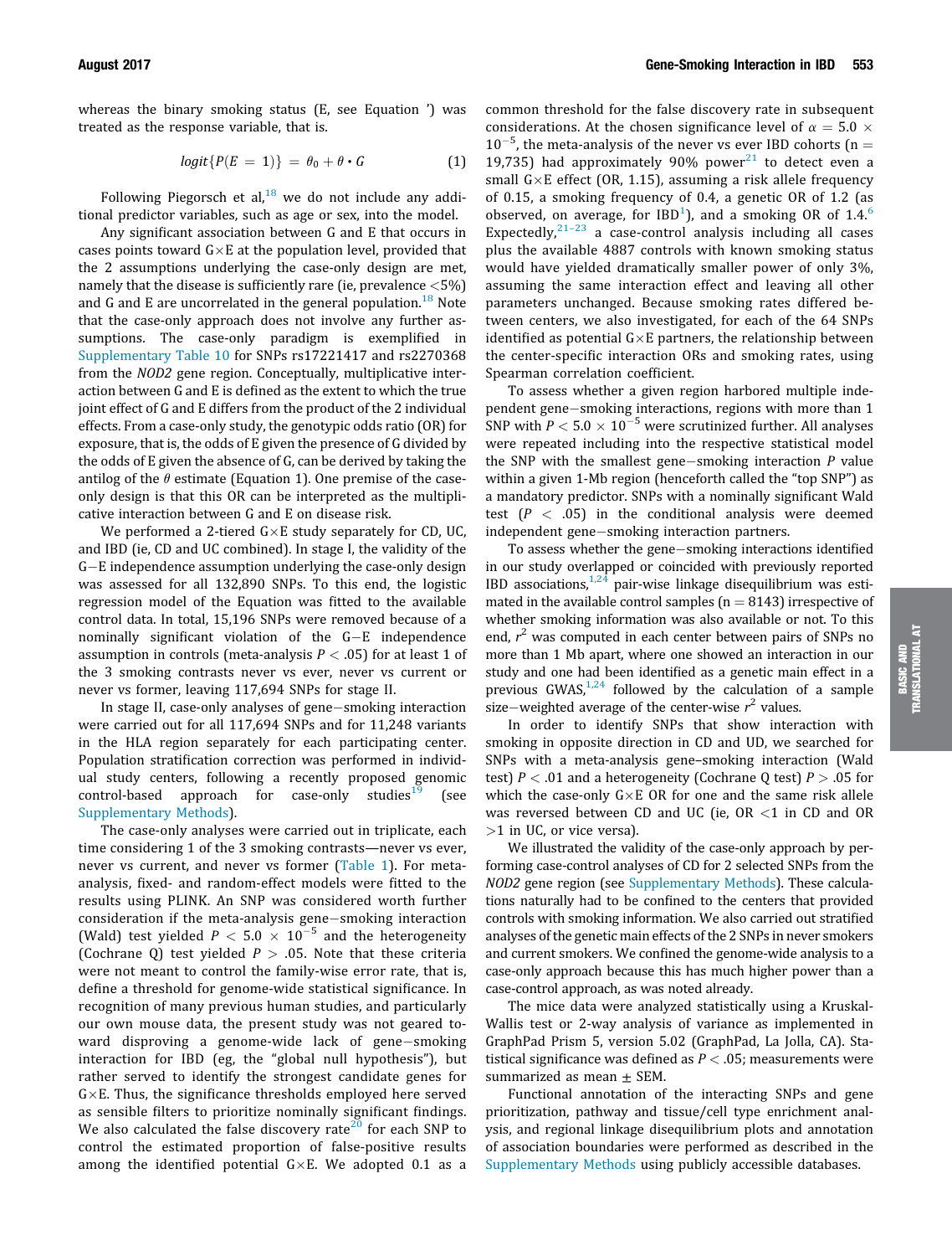whereas the binary smoking status (E, see Equation ') was treated as the response variable, that is.

$$logit\{P(E = 1)\} = \theta_0 + \theta \cdot G \quad (1)$$

Following Piegorsch et al,[18] we do not include any additional predictor variables, such as age or sex, into the model.

Any significant association between G and E that occurs in cases points toward G×E at the population level, provided that the 2 assumptions underlying the case-only design are met, namely that the disease is sufficiently rare (ie, prevalence <5%) and G and E are uncorrelated in the general population.[18] Note that the case-only approach does not involve any further assumptions. The case-only paradigm is exemplified in Supplementary Table 10 for SNPs rs17221417 and rs2270368 from the *NOD2* gene region. Conceptually, multiplicative interaction between G and E is defined as the extent to which the true joint effect of G and E differs from the product of the 2 individual effects. From a case-only study, the genotypic odds ratio (OR) for exposure, that is, the odds of E given the presence of G divided by the odds of E given the absence of G, can be derived by taking the antilog of the $\theta$ estimate (Equation 1). One premise of the case-only design is that this OR can be interpreted as the multiplicative interaction between G and E on disease risk.

We performed a 2-tiered G×E study separately for CD, UC, and IBD (ie, CD and UC combined). In stage I, the validity of the G−E independence assumption underlying the case-only design was assessed for all 132,890 SNPs. To this end, the logistic regression model of the Equation was fitted to the available control data. In total, 15,196 SNPs were removed because of a nominally significant violation of the G−E independence assumption in controls (meta-analysis $P < .05$) for at least 1 of the 3 smoking contrasts never vs ever, never vs current or never vs former, leaving 117,694 SNPs for stage II.

In stage II, case-only analyses of gene−smoking interaction were carried out for all 117,694 SNPs and for 11,248 variants in the HLA region separately for each participating center. Population stratification correction was performed in individual study centers, following a recently proposed genomic control-based approach for case-only studies[19] (see Supplementary Methods).

The case-only analyses were carried out in triplicate, each time considering 1 of the 3 smoking contrasts—never vs ever, never vs current, and never vs former (Table 1). For meta-analysis, fixed- and random-effect models were fitted to the results using PLINK. An SNP was considered worth further consideration if the meta-analysis gene−smoking interaction (Wald) test yielded $P < 5.0 \times 10^{-5}$ and the heterogeneity (Cochrane Q) test yielded $P > .05$. Note that these criteria were not meant to control the family-wise error rate, that is, define a threshold for genome-wide statistical significance. In recognition of many previous human studies, and particularly our own mouse data, the present study was not geared toward disproving a genome-wide lack of gene−smoking interaction for IBD (eg, the "global null hypothesis"), but rather served to identify the strongest candidate genes for G×E. Thus, the significance thresholds employed here served as sensible filters to prioritize nominally significant findings. We also calculated the false discovery rate[20] for each SNP to control the estimated proportion of false-positive results among the identified potential G×E. We adopted 0.1 as a common threshold for the false discovery rate in subsequent considerations. At the chosen significance level of $\alpha = 5.0 \times 10^{-5}$, the meta-analysis of the never vs ever IBD cohorts (n = 19,735) had approximately 90% power[21] to detect even a small G×E effect (OR, 1.15), assuming a risk allele frequency of 0.15, a smoking frequency of 0.4, a genetic OR of 1.2 (as observed, on average, for IBD[1]), and a smoking OR of 1.4.[6] Expectedly,[21–23] a case-control analysis including all cases plus the available 4887 controls with known smoking status would have yielded dramatically smaller power of only 3%, assuming the same interaction effect and leaving all other parameters unchanged. Because smoking rates differed between centers, we also investigated, for each of the 64 SNPs identified as potential G×E partners, the relationship between the center-specific interaction ORs and smoking rates, using Spearman correlation coefficient.

To assess whether a given region harbored multiple independent gene−smoking interactions, regions with more than 1 SNP with $P < 5.0 \times 10^{-5}$ were scrutinized further. All analyses were repeated including into the respective statistical model the SNP with the smallest gene−smoking interaction P value within a given 1-Mb region (henceforth called the "top SNP") as a mandatory predictor. SNPs with a nominally significant Wald test ($P < .05$) in the conditional analysis were deemed independent gene−smoking interaction partners.

To assess whether the gene−smoking interactions identified in our study overlapped or coincided with previously reported IBD associations,[1,24] pair-wise linkage disequilibrium was estimated in the available control samples (n = 8143) irrespective of whether smoking information was also available or not. To this end, $r^2$ was computed in each center between pairs of SNPs no more than 1 Mb apart, where one showed an interaction in our study and one had been identified as a genetic main effect in a previous GWAS,[1,24] followed by the calculation of a sample size−weighted average of the center-wise $r^2$ values.

In order to identify SNPs that show interaction with smoking in opposite direction in CD and UD, we searched for SNPs with a meta-analysis gene–smoking interaction (Wald test) $P < .01$ and a heterogeneity (Cochrane Q test) $P > .05$ for which the case-only G×E OR for one and the same risk allele was reversed between CD and UC (ie, OR <1 in CD and OR >1 in UC, or vice versa).

We illustrated the validity of the case-only approach by performing case-control analyses of CD for 2 selected SNPs from the *NOD2* gene region (see Supplementary Methods). These calculations naturally had to be confined to the centers that provided controls with smoking information. We also carried out stratified analyses of the genetic main effects of the 2 SNPs in never smokers and current smokers. We confined the genome-wide analysis to a case-only approach because this has much higher power than a case-control approach, as was noted already.

The mice data were analyzed statistically using a Kruskal-Wallis test or 2-way analysis of variance as implemented in GraphPad Prism 5, version 5.02 (GraphPad, La Jolla, CA). Statistical significance was defined as $P < .05$; measurements were summarized as mean ± SEM.

Functional annotation of the interacting SNPs and gene prioritization, pathway and tissue/cell type enrichment analysis, and regional linkage disequilibrium plots and annotation of association boundaries were performed as described in the Supplementary Methods using publicly accessible databases.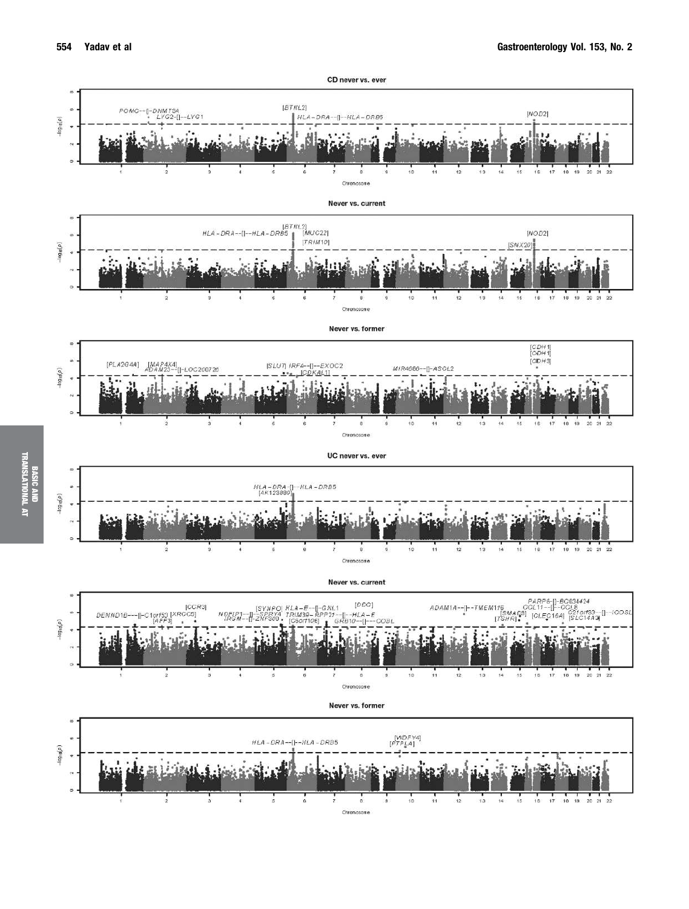**CD never vs. ever**

POMC--[]-DNMT3A, LYG2-[]--LYG1, [BTNL2], HLA-DRA--[]--HLA-DRB5, [NOD2]

**Never vs. current**

[BTNL2], HLA-DRA--[]--HLA-DRB5, [MUC22], [TRIM10], [NOD2], [SNX20]

**Never vs. former**

[PLA2G4A], [MAP4K4], ADAM23--[]-LOC200726, [SLU7], IRF4--[]--EXOC2, [CDKAL1], MIR4666--[]-ASCL2, [CDH1], [CDH1], [CDH3]

**UC never vs. ever**

HLA-DRA-[]--HLA-DRB5, [AK123880]

**Never vs. current**

DENND1B---[]-C1orf53, [AFF3], [CCR3], [XRCC5], NDFIP1--[]--SPRY4, IRGM--[]-ZNF300, [SYNPO], HLA-E--[]-GNL1, TRIM39--RPP21--[]--HLA-E, [C6orf106], [DDC], GRB10--[]---COBL, ADAM1A--[]--TMEM116, [SMAD3], [TSHR], PARP6-[]-BC034424, CCL11--[]--CCL8, [CLEC16A], C21orf33--[]--ICOSL, [SLC14A2]

**Never vs. former**

HLA-DRA--[]--HLA-DRB5, [WDFY4], [PTPLA]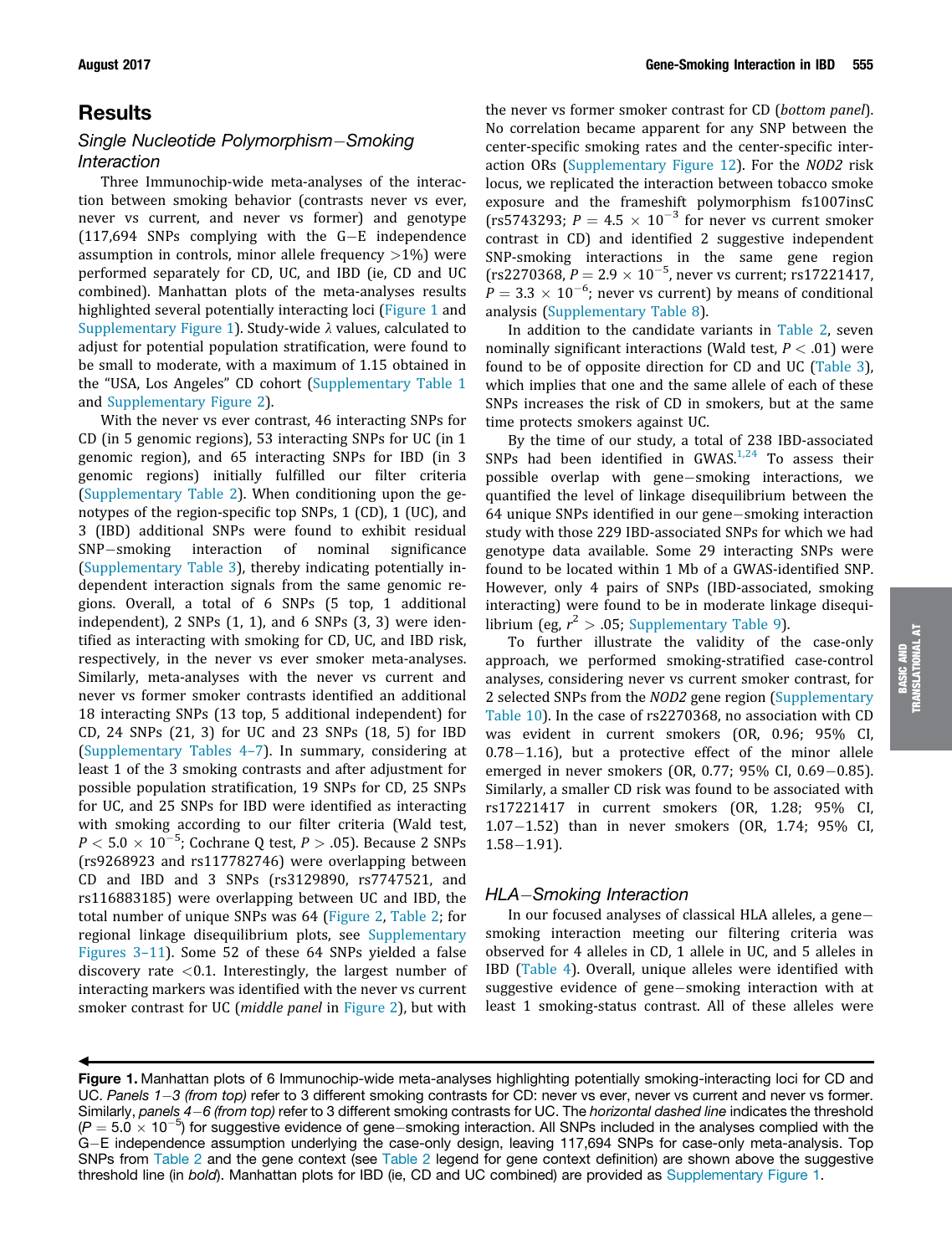## Results

### Single Nucleotide Polymorphism–Smoking Interaction

Three Immunochip-wide meta-analyses of the interaction between smoking behavior (contrasts never vs ever, never vs current, and never vs former) and genotype (117,694 SNPs complying with the G–E independence assumption in controls, minor allele frequency >1%) were performed separately for CD, UC, and IBD (ie, CD and UC combined). Manhattan plots of the meta-analyses results highlighted several potentially interacting loci (Figure 1 and Supplementary Figure 1). Study-wide λ values, calculated to adjust for potential population stratification, were found to be small to moderate, with a maximum of 1.15 obtained in the "USA, Los Angeles" CD cohort (Supplementary Table 1 and Supplementary Figure 2).

With the never vs ever contrast, 46 interacting SNPs for CD (in 5 genomic regions), 53 interacting SNPs for UC (in 1 genomic region), and 65 interacting SNPs for IBD (in 3 genomic regions) initially fulfilled our filter criteria (Supplementary Table 2). When conditioning upon the genotypes of the region-specific top SNPs, 1 (CD), 1 (UC), and 3 (IBD) additional SNPs were found to exhibit residual SNP–smoking interaction of nominal significance (Supplementary Table 3), thereby indicating potentially independent interaction signals from the same genomic regions. Overall, a total of 6 SNPs (5 top, 1 additional independent), 2 SNPs (1, 1), and 6 SNPs (3, 3) were identified as interacting with smoking for CD, UC, and IBD risk, respectively, in the never vs ever smoker meta-analyses. Similarly, meta-analyses with the never vs current and never vs former smoker contrasts identified an additional 18 interacting SNPs (13 top, 5 additional independent) for CD, 24 SNPs (21, 3) for UC and 23 SNPs (18, 5) for IBD (Supplementary Tables 4–7). In summary, considering at least 1 of the 3 smoking contrasts and after adjustment for possible population stratification, 19 SNPs for CD, 25 SNPs for UC, and 25 SNPs for IBD were identified as interacting with smoking according to our filter criteria (Wald test, $P < 5.0 \times 10^{-5}$; Cochrane Q test, $P > .05$). Because 2 SNPs (rs9268923 and rs117782746) were overlapping between CD and IBD and 3 SNPs (rs3129890, rs7747521, and rs116883185) were overlapping between UC and IBD, the total number of unique SNPs was 64 (Figure 2, Table 2; for regional linkage disequilibrium plots, see Supplementary Figures 3–11). Some 52 of these 64 SNPs yielded a false discovery rate <0.1. Interestingly, the largest number of interacting markers was identified with the never vs current smoker contrast for UC (*middle panel* in Figure 2), but with the never vs former smoker contrast for CD (*bottom panel*). No correlation became apparent for any SNP between the center-specific smoking rates and the center-specific interaction ORs (Supplementary Figure 12). For the *NOD2* risk locus, we replicated the interaction between tobacco smoke exposure and the frameshift polymorphism fs1007insC (rs5743293; $P = 4.5 \times 10^{-3}$ for never vs current smoker contrast in CD) and identified 2 suggestive independent SNP-smoking interactions in the same gene region (rs2270368, $P = 2.9 \times 10^{-5}$, never vs current; rs17221417, $P = 3.3 \times 10^{-6}$; never vs current) by means of conditional analysis (Supplementary Table 8).

In addition to the candidate variants in Table 2, seven nominally significant interactions (Wald test, $P < .01$) were found to be of opposite direction for CD and UC (Table 3), which implies that one and the same allele of each of these SNPs increases the risk of CD in smokers, but at the same time protects smokers against UC.

By the time of our study, a total of 238 IBD-associated SNPs had been identified in GWAS.[1,24] To assess their possible overlap with gene–smoking interactions, we quantified the level of linkage disequilibrium between the 64 unique SNPs identified in our gene–smoking interaction study with those 229 IBD-associated SNPs for which we had genotype data available. Some 29 interacting SNPs were found to be located within 1 Mb of a GWAS-identified SNP. However, only 4 pairs of SNPs (IBD-associated, smoking interacting) were found to be in moderate linkage disequilibrium (eg, $r^2 > .05$; Supplementary Table 9).

To further illustrate the validity of the case-only approach, we performed smoking-stratified case-control analyses, considering never vs current smoker contrast, for 2 selected SNPs from the *NOD2* gene region (Supplementary Table 10). In the case of rs2270368, no association with CD was evident in current smokers (OR, 0.96; 95% CI, 0.78–1.16), but a protective effect of the minor allele emerged in never smokers (OR, 0.77; 95% CI, 0.69–0.85). Similarly, a smaller CD risk was found to be associated with rs17221417 in current smokers (OR, 1.28; 95% CI, 1.07–1.52) than in never smokers (OR, 1.74; 95% CI, 1.58–1.91).

### HLA–Smoking Interaction

In our focused analyses of classical HLA alleles, a gene–smoking interaction meeting our filtering criteria was observed for 4 alleles in CD, 1 allele in UC, and 5 alleles in IBD (Table 4). Overall, unique alleles were identified with suggestive evidence of gene–smoking interaction with at least 1 smoking-status contrast. All of these alleles were

**Figure 1.** Manhattan plots of 6 Immunochip-wide meta-analyses highlighting potentially smoking-interacting loci for CD and UC. *Panels 1–3 (from top)* refer to 3 different smoking contrasts for CD: never vs ever, never vs current and never vs former. Similarly, *panels 4–6 (from top)* refer to 3 different smoking contrasts for UC. The *horizontal dashed line* indicates the threshold ($P = 5.0 \times 10^{-5}$) for suggestive evidence of gene–smoking interaction. All SNPs included in the analyses complied with the G–E independence assumption underlying the case-only design, leaving 117,694 SNPs for case-only meta-analysis. Top SNPs from Table 2 and the gene context (see Table 2 legend for gene context definition) are shown above the suggestive threshold line (in **bold**). Manhattan plots for IBD (ie, CD and UC combined) are provided as Supplementary Figure 1.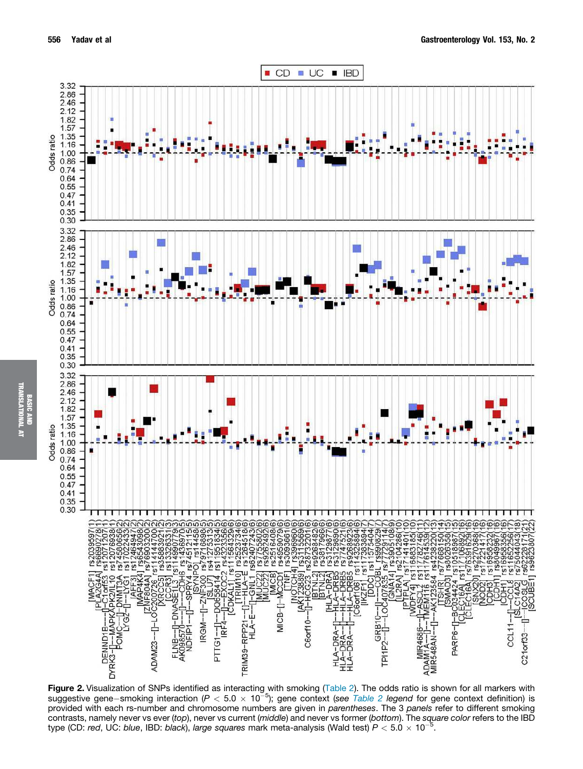**Figure 2.** Visualization of SNPs identified as interacting with smoking (Table 2). The odds ratio is shown for all markers with suggestive gene−smoking interaction ($P < 5.0 \times 10^{-5}$); gene context (*see Table 2 legend* for gene context definition) is provided with each rs-number and chromosome numbers are given in *parentheses*. The 3 *panels* refer to different smoking contrasts, namely never vs ever (*top*), never vs current (*middle*) and never vs former (*bottom*). The *square color* refers to the IBD type (CD: *red*, UC: *blue*, IBD: *black*), *large squares* mark meta-analysis (Wald test) $P < 5.0 \times 10^{-5}$.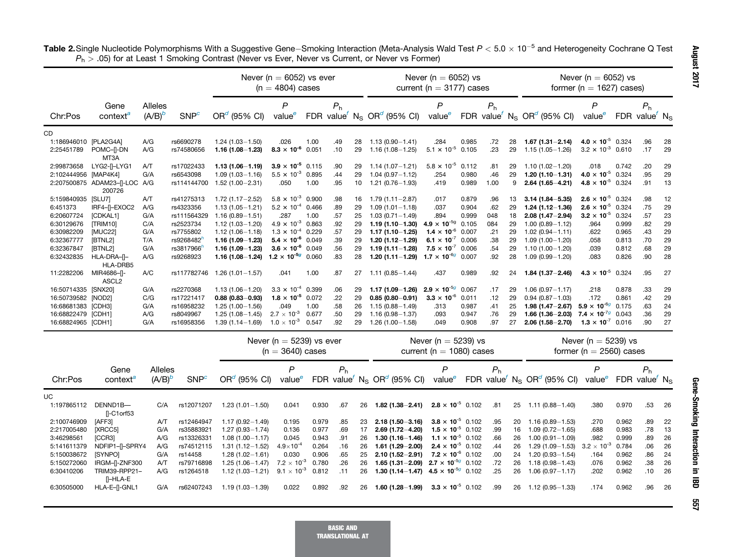**Table 2.** Single Nucleotide Polymorphisms With a Suggestive Gene−Smoking Interaction (Meta-Analysis Wald Test $P < 5.0 \times 10^{-5}$ and Heterogeneity Cochrane Q Test $P_h > .05$) for at Least 1 Smoking Contrast (Never vs Ever, Never vs Current, or Never vs Former)

| Chr:Pos | Gene context[a] | Alleles (A/B)[b] | SNP[c] | Never (n = 6052) vs ever (n = 4804) cases | | | | | Never (n = 6052) vs current (n = 3177) cases | | | | | Never (n = 6052) vs former (n = 1627) cases) | | | | |
|---|---|---|---|---|---|---|---|---|---|---|---|---|---|---|---|---|---|---|
| | | | | OR[d] (95% CI) | P value[e] | FDR | $P_h$ value[f] | $N_S$ | OR[d] (95% CI) | P value[e] | FDR | $P_h$ value[f] | $N_S$ | OR[d] (95% CI) | P value[e] | FDR | $P_h$ value[f] | $N_S$ |
| CD | | | | | | | | | | | | | | | | | | |
| 1:186946010 | [PLA2G4A] | A/G | rs6690278 | 1.24 (1.03−1.50) | .026 | 1.00 | .49 | 28 | 1.13 (0.90−1.41) | .284 | 0.985 | .72 | 28 | **1.67 (1.31−2.14)** | **$4.0 \times 10^{-5}$** | 0.324 | .96 | 28 |
| 2:25451789 | POMC−[]−DNMT3A | A/G | rs74580656 | **1.16 (1.08−1.23)** | **$8.3 \times 10^{-6}$** | 0.051 | .10 | 29 | 1.16 (1.08−1.25) | $5.1 \times 10^{-5}$ | 0.105 | .23 | 29 | 1.15 (1.05−1.26) | $3.2 \times 10^{-3}$ | 0.610 | .17 | 29 |
| 2:99873658 | LYG2−[]−LYG1 | A/T | rs17022433 | **1.13 (1.06−1.19)** | **$3.9 \times 10^{-5}$** | 0.115 | .90 | 29 | 1.14 (1.07−1.21) | $5.8 \times 10^{-5}$ | 0.112 | .81 | 29 | 1.10 (1.02−1.20) | .018 | 0.742 | .20 | 29 |
| 2:102444956 | [MAP4K4] | G/A | rs6543098 | 1.09 (1.03−1.16) | $5.5 \times 10^{-3}$ | 0.895 | .44 | 29 | 1.04 (0.97−1.12) | .254 | 0.980 | .46 | 29 | **1.20 (1.10−1.31)** | **$4.0 \times 10^{-5}$** | 0.324 | .95 | 29 |
| 2:207500875 | ADAM23−[]−LOC200726 | A/G | rs114144700 | 1.52 (1.00−2.31) | .050 | 1.00 | .95 | 10 | 1.21 (0.76−1.93) | .419 | 0.989 | 1.00 | 9 | **2.64 (1.65−4.21)** | **$4.8 \times 10^{-5}$** | 0.324 | .91 | 13 |
| 5:159840935 | [SLU7] | A/T | rs41275313 | 1.72 (1.17−2.52) | $5.8 \times 10^{-3}$ | 0.900 | .98 | 16 | 1.79 (1.11−2.87) | .017 | 0.879 | .96 | 13 | **3.14 (1.84−5.35)** | **$2.6 \times 10^{-5}$** | 0.324 | .98 | 12 |
| 6:451373 | IRF4−[]−EXOC2 | A/G | rs4323356 | 1.13 (1.05−1.21) | $5.2 \times 10^{-4}$ | 0.466 | .89 | 29 | 1.09 (1.01−1.18) | .037 | 0.904 | .62 | 29 | **1.24 (1.12−1.36)** | **$2.6 \times 10^{-5}$** | 0.324 | .75 | 29 |
| 6:20607724 | [CDKAL1] | G/A | rs111564329 | 1.16 (0.89−1.51) | .287 | 1.00 | .57 | 25 | 1.03 (0.71−1.49) | .894 | 0.999 | 048 | 18 | **2.08 (1.47−2.94)** | **$3.2 \times 10^{-5}$** | 0.324 | .57 | 23 |
| 6:30129676 | [TRIM10] | C/A | rs2523734 | 1.12 (1.03−1.20) | $4.9 \times 10^{-3}$ | 0.863 | .92 | 29 | **1.19 (1.10−1.30)** | **$4.9 \times 10^{-5}$[g]** | 0.105 | 084 | 29 | 1.00 (0.89−1.12) | .964 | 0.999 | .82 | 29 |
| 6:30982209 | [MUC22] | G/A | rs7755802 | 1.12 (1.06−1.18) | $1.3 \times 10^{-4}$ | 0.229 | .57 | 29 | **1.17 (1.10−1.25)** | **$1.4 \times 10^{-6}$** | 0.007 | .21 | 29 | 1.02 (0.94−1.11) | .622 | 0.965 | .43 | 29 |
| 6:32367777 | [BTNL2] | T/A | rs9268482[h] | **1.16 (1.09−1.23)** | **$5.4 \times 10^{-6}$** | 0.049 | .39 | 29 | **1.20 (1.12−1.29)** | **$6.1 \times 10^{-7}$** | 0.006 | .38 | 29 | 1.09 (1.00−1.20) | .058 | 0.813 | .70 | 29 |
| 6:32367847 | [BTNL2] | G/A | rs3817966[h] | **1.16 (1.09−1.23)** | **$3.6 \times 10^{-6}$** | 0.049 | .56 | 29 | **1.19 (1.11−1.28)** | **$7.5 \times 10^{-7}$** | 0.006 | .54 | 29 | 1.10 (1.00−1.20) | .039 | 0.812 | .68 | 29 |
| 6:32432835 | HLA-DRA−[]−HLA-DRB5 | A/G | rs9268923 | **1.16 (1.08−1.24)** | **$1.2 \times 10^{-5}$[g]** | 0.060 | .83 | 28 | **1.20 (1.11−1.29)** | **$1.7 \times 10^{-6}$[g]** | 0.007 | .92 | 28 | 1.09 (0.99−1.20) | .083 | 0.826 | .90 | 28 |
| 11:2282206 | MIR4686−[]−ASCL2 | A/C | rs117782746 | 1.26 (1.01−1.57) | .041 | 1.00 | .87 | 27 | 1.11 (0.85−1.44) | .437 | 0.989 | .92 | 24 | **1.84 (1.37−2.46)** | **$4.3 \times 10^{-5}$** | 0.324 | .95 | 27 |
| 16:50714335 | [SNX20] | G/A | rs2270368 | 1.13 (1.06−1.20) | $3.3 \times 10^{-4}$ | 0.399 | .06 | 29 | **1.17 (1.09−1.26)** | **$2.9 \times 10^{-5}$[g]** | 0.067 | .17 | 29 | 1.06 (0.97−1.17) | .218 | 0.878 | .33 | 29 |
| 16:50739582 | [NOD2] | C/G | rs17221417 | **0.88 (0.83−0.93)** | **$1.8 \times 10^{-5}$** | 0.072 | .22 | 29 | **0.85 (0.80−0.91)** | **$3.3 \times 10^{-6}$** | 0.011 | .12 | 29 | 0.94 (0.87−1.03) | .172 | 0.861 | .42 | 29 |
| 16:68681383 | [CDH3] | G/A | rs16958232 | 1.25 (1.00−1.56) | .049 | 1.00 | .58 | 26 | 1.15 (0.88−1.49) | .313 | 0.987 | .41 | 25 | **1.98 (1.47−2.67)** | **$5.9 \times 10^{-6}$[g]** | 0.175 | .63 | 24 |
| 16:68822479 | [CDH1] | A/G | rs8049967 | 1.25 (1.08−1.45) | $2.7 \times 10^{-3}$ | 0.677 | .50 | 29 | 1.16 (0.98−1.37) | .093 | 0.947 | .76 | 29 | **1.66 (1.36−2.03)** | **$7.4 \times 10^{-7}$[g]** | 0.043 | .36 | 29 |
| 16:68824965 | [CDH1] | G/A | rs16958356 | 1.39 (1.14−1.69) | $1.0 \times 10^{-3}$ | 0.547 | .92 | 29 | 1.26 (1.00−1.58) | .049 | 0.908 | .97 | 27 | **2.06 (1.58−2.70)** | **$1.3 \times 10^{-7}$** | 0.016 | .90 | 27 |

| Chr:Pos | Gene context[a] | Alleles (A/B)[b] | SNP[c] | Never (n = 5239) vs ever (n = 3640) cases | | | | | Never (n = 5239) vs current (n = 1080) cases | | | | | Never (n = 5239) vs former (n = 2560) cases | | | | |
|---|---|---|---|---|---|---|---|---|---|---|---|---|---|---|---|---|---|---|
| | | | | OR[d] (95% CI) | P value[e] | FDR | $P_h$ value[f] | $N_S$ | OR[d] (95% CI) | P value[e] | FDR | $P_h$ value[f] | $N_S$ | OR[d] (95% CI) | P value[e] | FDR | $P_h$ value[f] | $N_S$ |
| UC | | | | | | | | | | | | | | | | | | |
| 1:197865112 | DENND1B—[]-C1orf53 | C/A | rs12071207 | 1.23 (1.01−1.50) | 0.041 | 0.930 | .67 | 26 | **1.82 (1.38−2.41)** | **$2.8 \times 10^{-5}$** | 0.102 | .81 | 25 | 1.11 (0.88−1.40) | .380 | 0.970 | .53 | 26 |
| 2:100746909 | [AFF3] | A/T | rs12464947 | 1.17 (0.92−1.49) | 0.195 | 0.979 | .85 | 23 | **2.18 (1.50−3.16)** | **$3.8 \times 10^{-5}$** | 0.102 | .95 | 20 | 1.16 (0.89−1.53) | .270 | 0.962 | .89 | 22 |
| 2:217005480 | [XRCC5] | G/A | rs35883921 | 1.27 (0.93−1.74) | 0.136 | 0.977 | .69 | 17 | **2.69 (1.72−4.20)** | **$1.5 \times 10^{-5}$** | 0.102 | .99 | 16 | 1.09 (0.72−1.65) | .688 | 0.983 | .78 | 13 |
| 3:46298561 | [CCR3] | A/G | rs13326331 | 1.08 (1.00−1.17) | 0.045 | 0.943 | .91 | 26 | **1.30 (1.16−1.46)** | **$1.1 \times 10^{-5}$** | 0.102 | .66 | 26 | 1.00 (0.91−1.09) | .982 | 0.999 | .89 | 26 |
| 5:141611379 | NDFIP1−[]−SPRY4 | A/G | rs74512115 | 1.31 (1.12−1.52) | $4.9 \times 10^{-4}$ | 0.264 | .16 | 26 | **1.61 (1.29−2.00)** | **$2.4 \times 10^{-5}$** | 0.102 | .44 | 26 | 1.29 (1.09−1.53) | $3.2 \times 10^{-3}$ | 0.784 | .06 | 26 |
| 5:150038672 | [SYNPO] | G/A | rs14458 | 1.28 (1.02−1.61) | 0.030 | 0.906 | .65 | 25 | **2.10 (1.52−2.91)** | **$7.2 \times 10^{-6}$** | 0.102 | .00 | 24 | 1.20 (0.93−1.54) | .164 | 0.962 | .86 | 24 |
| 5:150272060 | IRGM−[]−ZNF300 | A/T | rs79716898 | 1.25 (1.06−1.47) | $7.2 \times 10^{-3}$ | 0.780 | .26 | 26 | **1.65 (1.31−2.09)** | **$2.7 \times 10^{-5}$[g]** | 0.102 | .72 | 26 | 1.18 (0.98−1.43) | .076 | 0.962 | .38 | 26 |
| 6:30410206 | TRIM39-RPP21−[]−HLA-E | A/G | rs1264518 | 1.12 (1.03−1.21) | $9.1 \times 10^{-3}$ | 0.812 | .11 | 26 | **1.30 (1.14−1.47)** | **$4.5 \times 10^{-5}$[g]** | 0.102 | .25 | 26 | 1.06 (0.97−1.17) | .202 | 0.962 | .10 | 26 |
| 6:30505000 | HLA-E−[]−GNL1 | G/A | rs62407243 | 1.19 (1.03−1.39) | 0.022 | 0.892 | .92 | 26 | **1.60 (1.28−1.99)** | **$3.3 \times 10^{-5}$** | 0.102 | .99 | 26 | 1.12 (0.95−1.33) | .174 | 0.962 | .96 | 26 |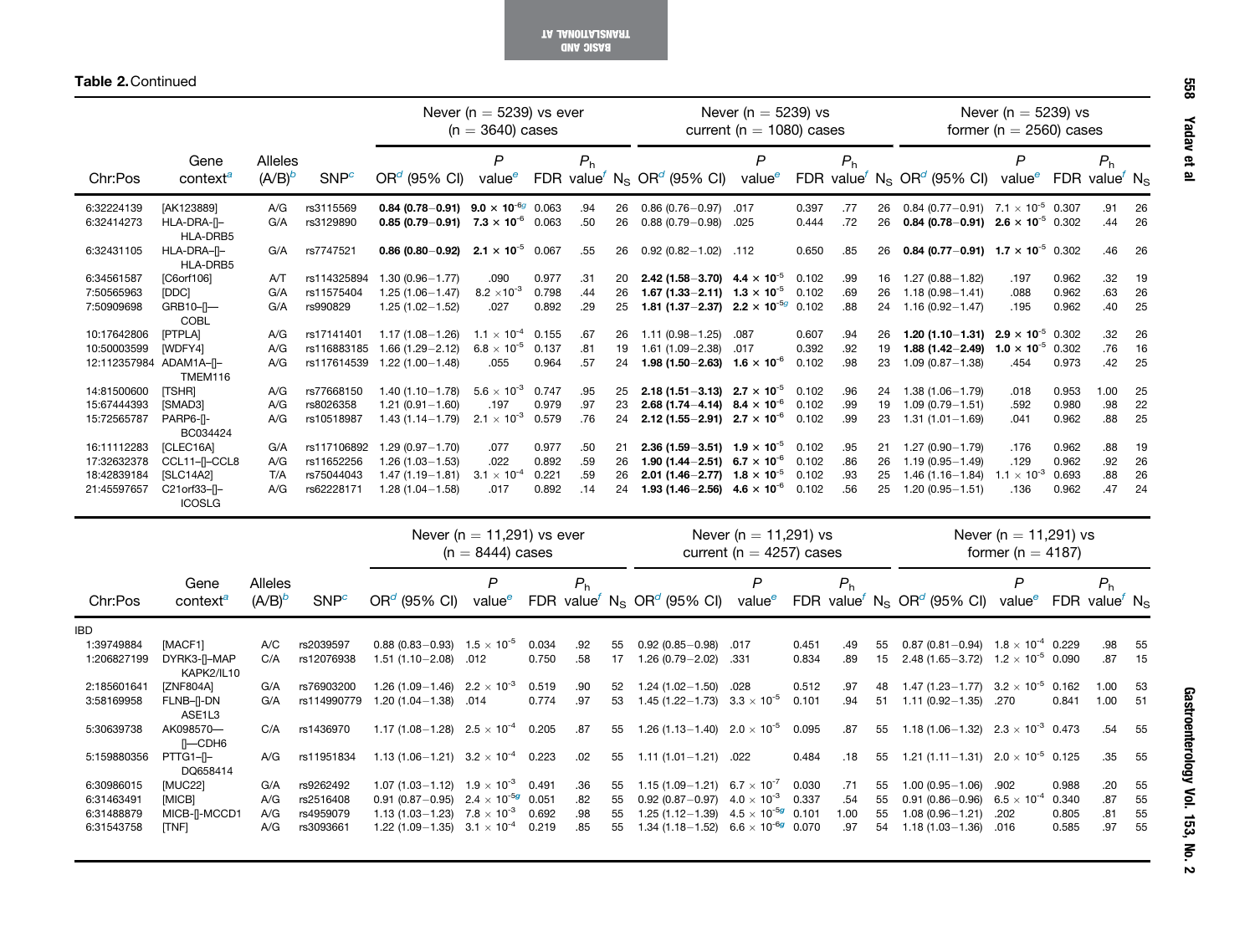**Table 2.** Continued

| Chr:Pos | Gene context[a] | Alleles (A/B)[b] | SNP[c] | Never (n = 5239) vs ever (n = 3640) cases | | | | | Never (n = 5239) vs current (n = 1080) cases | | | | | Never (n = 5239) vs former (n = 2560) cases | | | | |
|---|---|---|---|---|---|---|---|---|---|---|---|---|---|---|---|---|---|---|
| | | | | OR[d] (95% CI) | P value[e] | FDR | $P_h$ value[f] | $N_S$ | OR[d] (95% CI) | P value[e] | FDR | $P_h$ value[f] | $N_S$ | OR[d] (95% CI) | P value[e] | FDR | $P_h$ value[f] | $N_S$ |
| 6:32224139 | [AK123889] | A/G | rs3115569 | **0.84 (0.78–0.91)** | **$9.0 \times 10^{-6}$**[g] | 0.063 | .94 | 26 | 0.86 (0.76–0.97) | .017 | 0.397 | .77 | 26 | 0.84 (0.77–0.91) | $7.1 \times 10^{-5}$ | 0.307 | .91 | 26 |
| 6:32414273 | HLA-DRA–[]–HLA-DRB5 | G/A | rs3129890 | **0.85 (0.79–0.91)** | **$7.3 \times 10^{-6}$** | 0.063 | .50 | 26 | 0.88 (0.79–0.98) | .025 | 0.444 | .72 | 26 | **0.84 (0.78–0.91)** | **$2.6 \times 10^{-5}$** | 0.302 | .44 | 26 |
| 6:32431105 | HLA-DRA–[]–HLA-DRB5 | G/A | rs7747521 | **0.86 (0.80–0.92)** | **$2.1 \times 10^{-5}$** | 0.067 | .55 | 26 | 0.92 (0.82–1.02) | .112 | 0.650 | .85 | 26 | **0.84 (0.77–0.91)** | **$1.7 \times 10^{-5}$** | 0.302 | .46 | 26 |
| 6:34561587 | [C6orf106] | A/T | rs114325894 | 1.30 (0.96–1.77) | .090 | 0.977 | .31 | 20 | **2.42 (1.58–3.70)** | **$4.4 \times 10^{-5}$** | 0.102 | .99 | 16 | 1.27 (0.88–1.82) | .197 | 0.962 | .32 | 19 |
| 7:50565963 | [DDC] | G/A | rs11575404 | 1.25 (1.06–1.47) | $8.2 \times 10^{-3}$ | 0.798 | .44 | 26 | **1.67 (1.33–2.11)** | **$1.3 \times 10^{-5}$** | 0.102 | .69 | 26 | 1.18 (0.98–1.41) | .088 | 0.962 | .63 | 26 |
| 7:50909698 | GRB10–[]—COBL | G/A | rs990829 | 1.25 (1.02–1.52) | .027 | 0.892 | .29 | 25 | **1.81 (1.37–2.37)** | **$2.2 \times 10^{-5}$**[g] | 0.102 | .88 | 24 | 1.16 (0.92–1.47) | .195 | 0.962 | .40 | 25 |
| 10:17642806 | [PTPLA] | A/G | rs17141401 | 1.17 (1.08–1.26) | $1.1 \times 10^{-4}$ | 0.155 | .67 | 26 | 1.11 (0.98–1.25) | .087 | 0.607 | .94 | 26 | **1.20 (1.10–1.31)** | **$2.9 \times 10^{-5}$** | 0.302 | .32 | 26 |
| 10:50003599 | [WDFY4] | A/G | rs116883185 | 1.66 (1.29–2.12) | $6.8 \times 10^{-5}$ | 0.137 | .81 | 19 | 1.61 (1.09–2.38) | .017 | 0.392 | .92 | 19 | **1.88 (1.42–2.49)** | **$1.0 \times 10^{-5}$** | 0.302 | .76 | 16 |
| 12:112357984 | ADAM1A–[]–TMEM116 | A/G | rs117614539 | 1.22 (1.00–1.48) | .055 | 0.964 | .57 | 24 | **1.98 (1.50–2.63)** | **$1.6 \times 10^{-6}$** | 0.102 | .98 | 23 | 1.09 (0.87–1.38) | .454 | 0.973 | .42 | 25 |
| 14:81500600 | [TSHR] | A/G | rs77668150 | 1.40 (1.10–1.78) | $5.6 \times 10^{-3}$ | 0.747 | .95 | 25 | **2.18 (1.51–3.13)** | **$2.7 \times 10^{-5}$** | 0.102 | .96 | 24 | 1.38 (1.06–1.79) | .018 | 0.953 | 1.00 | 25 |
| 15:67444393 | [SMAD3] | A/G | rs8026358 | 1.21 (0.91–1.60) | .197 | 0.979 | .97 | 23 | **2.68 (1.74–4.14)** | **$8.4 \times 10^{-6}$** | 0.102 | .99 | 19 | 1.09 (0.79–1.51) | .592 | 0.980 | .98 | 22 |
| 15:72565787 | PARP6–[]–BC034424 | A/G | rs10518987 | 1.43 (1.14–1.79) | $2.1 \times 10^{-3}$ | 0.579 | .76 | 24 | **2.12 (1.55–2.91)** | **$2.7 \times 10^{-6}$** | 0.102 | .99 | 23 | 1.31 (1.01–1.69) | .041 | 0.962 | .88 | 25 |
| 16:11112283 | [CLEC16A] | G/A | rs117106892 | 1.29 (0.97–1.70) | .077 | 0.977 | .50 | 21 | **2.36 (1.59–3.51)** | **$1.9 \times 10^{-5}$** | 0.102 | .95 | 21 | 1.27 (0.90–1.79) | .176 | 0.962 | .88 | 19 |
| 17:32632378 | CCL11–[]–CCL8 | A/G | rs11652256 | 1.26 (1.03–1.53) | .022 | 0.892 | .59 | 26 | **1.90 (1.44–2.51)** | **$6.7 \times 10^{-6}$** | 0.102 | .86 | 26 | 1.19 (0.95–1.49) | .129 | 0.962 | .92 | 26 |
| 18:42839184 | [SLC14A2] | T/A | rs75044043 | 1.47 (1.19–1.81) | $3.1 \times 10^{-4}$ | 0.221 | .59 | 26 | **2.01 (1.46–2.77)** | **$1.8 \times 10^{-5}$** | 0.102 | .93 | 25 | 1.46 (1.16–1.84) | $1.1 \times 10^{-3}$ | 0.693 | .88 | 26 |
| 21:45597657 | C21orf33–[]–ICOSLG | A/G | rs62228171 | 1.28 (1.04–1.58) | .017 | 0.892 | .14 | 24 | **1.93 (1.46–2.56)** | **$4.6 \times 10^{-6}$** | 0.102 | .56 | 25 | 1.20 (0.95–1.51) | .136 | 0.962 | .47 | 24 |

| Chr:Pos | Gene context[a] | Alleles (A/B)[b] | SNP[c] | Never (n = 11,291) vs ever (n = 8444) cases | | | | | Never (n = 11,291) vs current (n = 4257) cases | | | | | Never (n = 11,291) vs former (n = 4187) | | | | |
|---|---|---|---|---|---|---|---|---|---|---|---|---|---|---|---|---|---|---|
| | | | | OR[d] (95% CI) | P value[e] | FDR | $P_h$ value[f] | $N_S$ | OR[d] (95% CI) | P value[e] | FDR | $P_h$ value[f] | $N_S$ | OR[d] (95% CI) | P value[e] | FDR | $P_h$ value[f] | $N_S$ |
| IBD | | | | | | | | | | | | | | | | | | |
| 1:39749884 | [MACF1] | A/C | rs2039597 | 0.88 (0.83–0.93) | $1.5 \times 10^{-5}$ | 0.034 | .92 | 55 | 0.92 (0.85–0.98) | .017 | 0.451 | .49 | 55 | 0.87 (0.81–0.94) | $1.8 \times 10^{-4}$ | 0.229 | .98 | 55 |
| 1:206827199 | DYRK3–[]–MAPKAPK2/IL10 | C/A | rs12076938 | 1.51 (1.10–2.08) | .012 | 0.750 | .58 | 17 | 1.26 (0.79–2.02) | .331 | 0.834 | .89 | 15 | 2.48 (1.65–3.72) | $1.2 \times 10^{-5}$ | 0.090 | .87 | 15 |
| 2:185601641 | [ZNF804A] | G/A | rs76903200 | 1.26 (1.09–1.46) | $2.2 \times 10^{-3}$ | 0.519 | .90 | 52 | 1.24 (1.02–1.50) | .028 | 0.512 | .97 | 48 | 1.47 (1.23–1.77) | $3.2 \times 10^{-5}$ | 0.162 | 1.00 | 53 |
| 3:58169958 | FLNB–[]–DNASE1L3 | G/A | rs114990779 | 1.20 (1.04–1.38) | .014 | 0.774 | .97 | 53 | 1.45 (1.22–1.73) | $3.3 \times 10^{-5}$ | 0.101 | .94 | 51 | 1.11 (0.92–1.35) | .270 | 0.841 | 1.00 | 51 |
| 5:30639738 | AK098570—[]—CDH6 | C/A | rs1436970 | 1.17 (1.08–1.28) | $2.5 \times 10^{-4}$ | 0.205 | .87 | 55 | 1.26 (1.13–1.40) | $2.0 \times 10^{-5}$ | 0.095 | .87 | 55 | 1.18 (1.06–1.32) | $2.3 \times 10^{-3}$ | 0.473 | .54 | 55 |
| 5:159880356 | PTTG1–[]–DQ658414 | A/G | rs11951834 | 1.13 (1.06–1.21) | $3.2 \times 10^{-4}$ | 0.223 | .02 | 55 | 1.11 (1.01–1.21) | .022 | 0.484 | .18 | 55 | 1.21 (1.11–1.31) | $2.0 \times 10^{-5}$ | 0.125 | .35 | 55 |
| 6:30986015 | [MUC22] | G/A | rs9262492 | 1.07 (1.03–1.12) | $1.9 \times 10^{-3}$ | 0.491 | .36 | 55 | 1.15 (1.09–1.21) | $6.7 \times 10^{-7}$ | 0.030 | .71 | 55 | 1.00 (0.95–1.06) | .902 | 0.988 | .20 | 55 |
| 6:31463491 | [MICB] | A/G | rs2516408 | 0.91 (0.87–0.95) | $2.4 \times 10^{-5}$[g] | 0.051 | .82 | 55 | 0.92 (0.87–0.97) | $4.0 \times 10^{-3}$ | 0.337 | .54 | 55 | 0.91 (0.86–0.96) | $6.5 \times 10^{-4}$ | 0.340 | .87 | 55 |
| 6:31488879 | MICB–[]–MCCD1 | A/G | rs4959079 | 1.13 (1.03–1.23) | $7.8 \times 10^{-3}$ | 0.692 | .98 | 55 | 1.25 (1.12–1.39) | $4.5 \times 10^{-5}$[g] | 0.101 | 1.00 | 55 | 1.08 (0.96–1.21) | .202 | 0.805 | .81 | 55 |
| 6:31543758 | [TNF] | A/G | rs3093661 | 1.22 (1.09–1.35) | $3.1 \times 10^{-4}$ | 0.219 | .85 | 55 | 1.34 (1.18–1.52) | $6.6 \times 10^{-6}$[g] | 0.070 | .97 | 54 | 1.18 (1.03–1.36) | .016 | 0.585 | .97 | 55 |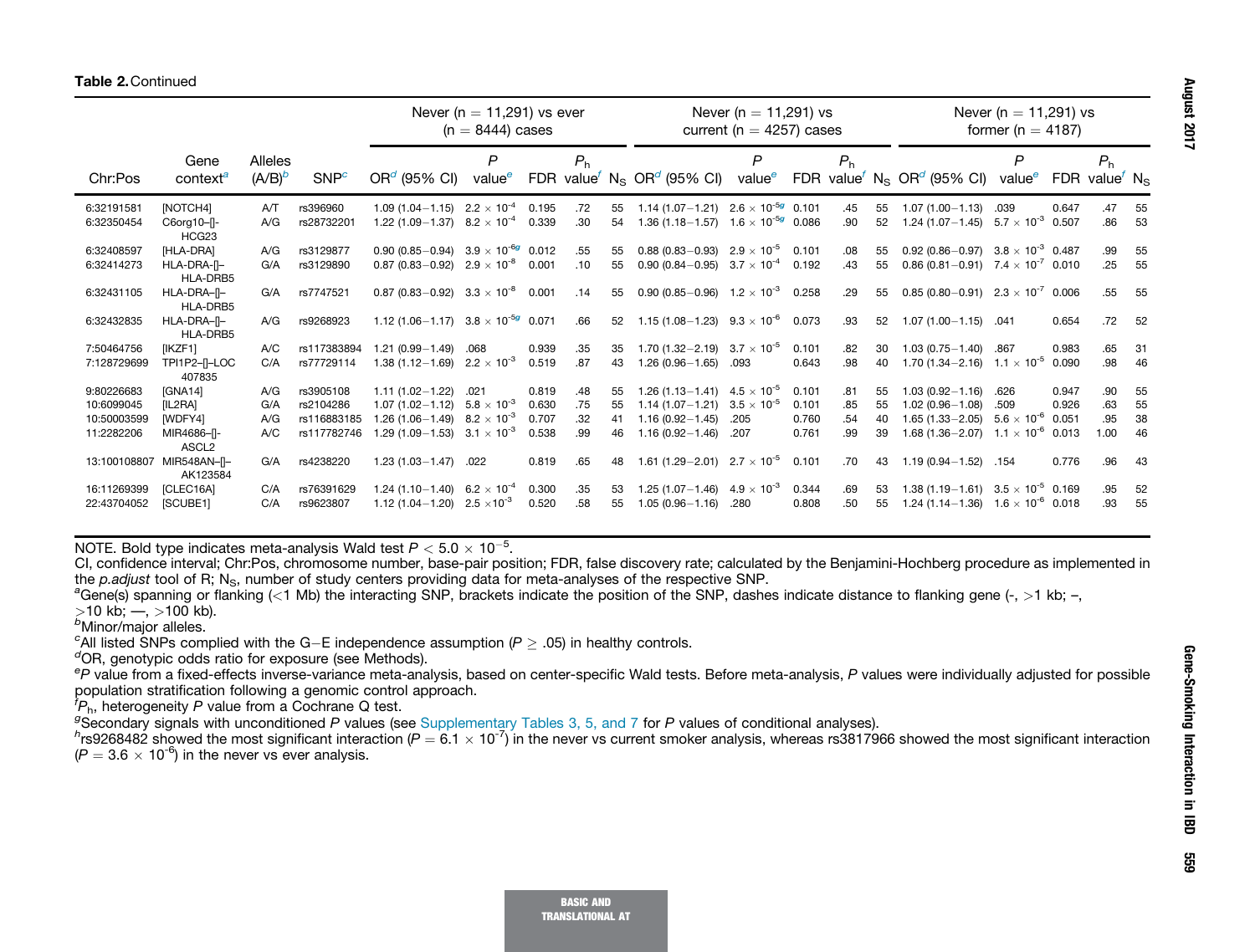**Table 2.** Continued

| Chr:Pos | Gene context[a] | Alleles (A/B)[b] | SNP[c] | Never (n = 11,291) vs ever (n = 8444) cases | | | | | Never (n = 11,291) vs current (n = 4257) cases | | | | | Never (n = 11,291) vs former (n = 4187) | | | | |
|---|---|---|---|---|---|---|---|---|---|---|---|---|---|---|---|---|---|---|
| | | | | OR[d] (95% CI) | P value[e] | FDR | $P_h$ value[f] | $N_S$ | OR[d] (95% CI) | P value[e] | FDR | $P_h$ value[f] | $N_S$ | OR[d] (95% CI) | P value[e] | FDR | $P_h$ value[f] | $N_S$ |
| 6:32191581 | [NOTCH4] | A/T | rs396960 | 1.09 (1.04−1.15) | $2.2 \times 10^{-4}$ | 0.195 | .72 | 55 | 1.14 (1.07−1.21) | $2.6 \times 10^{-5}$[g] | 0.101 | .45 | 55 | 1.07 (1.00−1.13) | .039 | 0.647 | .47 | 55 |
| 6:32350454 | C6orf10–[]-HCG23 | A/G | rs28732201 | 1.22 (1.09−1.37) | $8.2 \times 10^{-4}$ | 0.339 | .30 | 54 | 1.36 (1.18−1.57) | $1.6 \times 10^{-5}$[g] | 0.086 | .90 | 52 | 1.24 (1.07−1.45) | $5.7 \times 10^{-3}$ | 0.507 | .86 | 53 |
| 6:32408597 | [HLA-DRA] | A/G | rs3129877 | 0.90 (0.85−0.94) | $3.9 \times 10^{-6}$[g] | 0.012 | .55 | 55 | 0.88 (0.83−0.93) | $2.9 \times 10^{-5}$ | 0.101 | .08 | 55 | 0.92 (0.86−0.97) | $3.8 \times 10^{-3}$ | 0.487 | .99 | 55 |
| 6:32414273 | HLA-DRA-[]–HLA-DRB5 | G/A | rs3129890 | 0.87 (0.83−0.92) | $2.9 \times 10^{-8}$ | 0.001 | .10 | 55 | 0.90 (0.84−0.95) | $3.7 \times 10^{-4}$ | 0.192 | .43 | 55 | 0.86 (0.81−0.91) | $7.4 \times 10^{-7}$ | 0.010 | .25 | 55 |
| 6:32431105 | HLA-DRA–[]–HLA-DRB5 | G/A | rs7747521 | 0.87 (0.82−0.92) | $3.3 \times 10^{-8}$ | 0.001 | .14 | 55 | 0.90 (0.85−0.96) | $1.2 \times 10^{-3}$ | 0.258 | .29 | 55 | 0.85 (0.80−0.91) | $2.3 \times 10^{-7}$ | 0.006 | .55 | 55 |
| 6:32432835 | HLA-DRA–[]–HLA-DRB5 | A/G | rs9268923 | 1.12 (1.06−1.17) | $3.8 \times 10^{-5}$[g] | 0.071 | .66 | 52 | 1.15 (1.08−1.23) | $9.3 \times 10^{-6}$ | 0.073 | .93 | 52 | 1.07 (1.00−1.15) | .041 | 0.654 | .72 | 52 |
| 7:50464756 | [IKZF1] | A/C | rs117383894 | 1.21 (0.99−1.49) | .068 | 0.939 | .35 | 35 | 1.70 (1.32−2.19) | $3.7 \times 10^{-5}$ | 0.101 | .82 | 30 | 1.03 (0.75−1.40) | .867 | 0.983 | .65 | 31 |
| 7:128729699 | TPI1P2–[]–LOC407835 | C/A | rs77729114 | 1.38 (1.12−1.69) | $2.2 \times 10^{-3}$ | 0.519 | .87 | 43 | 1.26 (0.96−1.65) | .093 | 0.643 | .98 | 40 | 1.70 (1.34−2.16) | $1.1 \times 10^{-5}$ | 0.090 | .98 | 46 |
| 9:80226683 | [GNA14] | A/G | rs3905108 | 1.11 (1.02−1.22) | .021 | 0.819 | .48 | 55 | 1.26 (1.13−1.41) | $4.5 \times 10^{-5}$ | 0.101 | .81 | 55 | 1.03 (0.92−1.16) | .626 | 0.947 | .90 | 55 |
| 10:6099045 | [IL2RA] | G/A | rs2104286 | 1.07 (1.02−1.12) | $5.8 \times 10^{-3}$ | 0.630 | .75 | 55 | 1.14 (1.07−1.21) | $3.5 \times 10^{-5}$ | 0.101 | .85 | 55 | 1.02 (0.96−1.08) | .509 | 0.926 | .63 | 55 |
| 10:50003599 | [WDFY4] | A/G | rs116883185 | 1.26 (1.06−1.49) | $8.2 \times 10^{-3}$ | 0.707 | .32 | 41 | 1.16 (0.92−1.45) | .205 | 0.760 | .54 | 40 | 1.65 (1.33−2.05) | $5.6 \times 10^{-6}$ | 0.051 | .95 | 38 |
| 11:2282206 | MIR4686–[]-ASCL2 | A/C | rs117782746 | 1.29 (1.09−1.53) | $3.1 \times 10^{-3}$ | 0.538 | .99 | 46 | 1.16 (0.92−1.46) | .207 | 0.761 | .99 | 39 | 1.68 (1.36−2.07) | $1.1 \times 10^{-6}$ | 0.013 | 1.00 | 46 |
| 13:100108807 | MIR548AN–[]–AK123584 | G/A | rs4238220 | 1.23 (1.03−1.47) | .022 | 0.819 | .65 | 48 | 1.61 (1.29−2.01) | $2.7 \times 10^{-5}$ | 0.101 | .70 | 43 | 1.19 (0.94−1.52) | .154 | 0.776 | .96 | 43 |
| 16:11269399 | [CLEC16A] | C/A | rs76391629 | 1.24 (1.10−1.40) | $6.2 \times 10^{-4}$ | 0.300 | .35 | 53 | 1.25 (1.07−1.46) | $4.9 \times 10^{-3}$ | 0.344 | .69 | 53 | 1.38 (1.19−1.61) | $3.5 \times 10^{-5}$ | 0.169 | .95 | 52 |
| 22:43704052 | [SCUBE1] | C/A | rs9623807 | 1.12 (1.04−1.20) | $2.5 \times 10^{-3}$ | 0.520 | .58 | 55 | 1.05 (0.96−1.16) | .280 | 0.808 | .50 | 55 | 1.24 (1.14−1.36) | $1.6 \times 10^{-6}$ | 0.018 | .93 | 55 |

NOTE. Bold type indicates meta-analysis Wald test $P < 5.0 \times 10^{-5}$.

CI, confidence interval; Chr:Pos, chromosome number, base-pair position; FDR, false discovery rate; calculated by the Benjamini-Hochberg procedure as implemented in the *p.adjust* tool of R; $N_S$, number of study centers providing data for meta-analyses of the respective SNP.

[a]Gene(s) spanning or flanking (<1 Mb) the interacting SNP, brackets indicate the position of the SNP, dashes indicate distance to flanking gene (-, >1 kb; –, >10 kb; —, >100 kb).

[b]Minor/major alleles.

[c]All listed SNPs complied with the G−E independence assumption ($P \geq .05$) in healthy controls.

[d]OR, genotypic odds ratio for exposure (see Methods).

[e]*P* value from a fixed-effects inverse-variance meta-analysis, based on center-specific Wald tests. Before meta-analysis, *P* values were individually adjusted for possible population stratification following a genomic control approach.

[f]$P_h$, heterogeneity *P* value from a Cochrane Q test.

[g]Secondary signals with unconditioned *P* values (see Supplementary Tables 3, 5, and 7 for *P* values of conditional analyses).

[h]rs9268482 showed the most significant interaction ($P = 6.1 \times 10^{-7}$) in the never vs current smoker analysis, whereas rs3817966 showed the most significant interaction ($P = 3.6 \times 10^{-6}$) in the never vs ever analysis.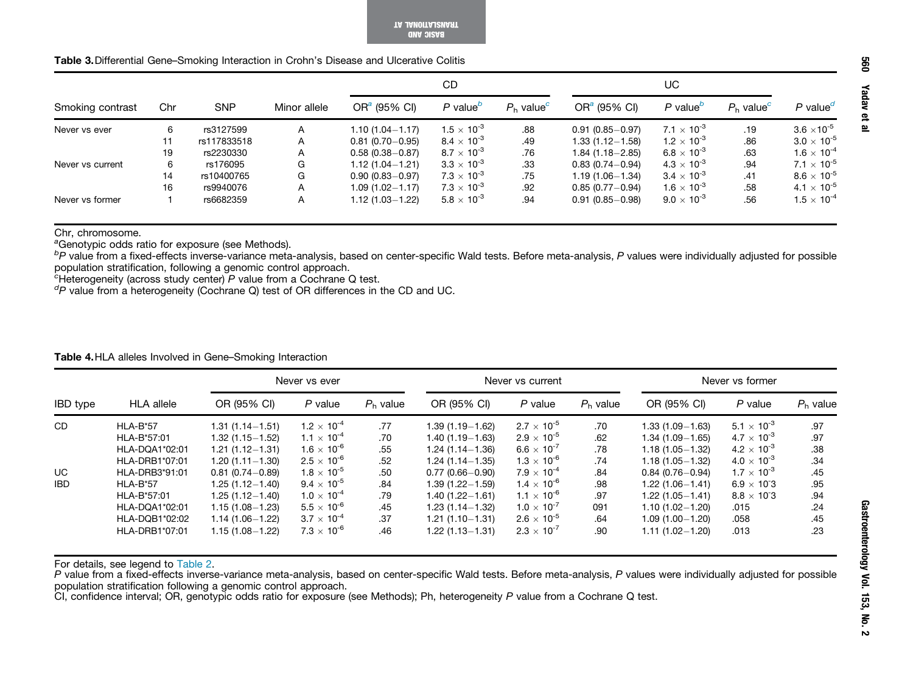**Table 3.** Differential Gene–Smoking Interaction in Crohn's Disease and Ulcerative Colitis

| Smoking contrast | Chr | SNP | Minor allele | CD | | | UC | | | |
|---|---|---|---|---|---|---|---|---|---|---|
| | | | | OR[a] (95% CI) | *P* value[b] | $P_h$ value[c] | OR[a] (95% CI) | *P* value[b] | $P_h$ value[c] | *P* value[d] |
| Never vs ever | 6 | rs3127599 | A | 1.10 (1.04–1.17) | $1.5 \times 10^{-3}$ | .88 | 0.91 (0.85–0.97) | $7.1 \times 10^{-3}$ | .19 | $3.6 \times 10^{-5}$ |
| | 11 | rs117833518 | A | 0.81 (0.70–0.95) | $8.4 \times 10^{-3}$ | .49 | 1.33 (1.12–1.58) | $1.2 \times 10^{-3}$ | .86 | $3.0 \times 10^{-5}$ |
| | 19 | rs2230330 | A | 0.58 (0.38–0.87) | $8.7 \times 10^{-3}$ | .76 | 1.84 (1.18–2.85) | $6.8 \times 10^{-3}$ | .63 | $1.6 \times 10^{-4}$ |
| Never vs current | 6 | rs176095 | G | 1.12 (1.04–1.21) | $3.3 \times 10^{-3}$ | .33 | 0.83 (0.74–0.94) | $4.3 \times 10^{-3}$ | .94 | $7.1 \times 10^{-5}$ |
| | 14 | rs10400765 | G | 0.90 (0.83–0.97) | $7.3 \times 10^{-3}$ | .75 | 1.19 (1.06–1.34) | $3.4 \times 10^{-3}$ | .41 | $8.6 \times 10^{-5}$ |
| | 16 | rs9940076 | A | 1.09 (1.02–1.17) | $7.3 \times 10^{-3}$ | .92 | 0.85 (0.77–0.94) | $1.6 \times 10^{-3}$ | .58 | $4.1 \times 10^{-5}$ |
| Never vs former | 1 | rs6682359 | A | 1.12 (1.03–1.22) | $5.8 \times 10^{-3}$ | .94 | 0.91 (0.85–0.98) | $9.0 \times 10^{-3}$ | .56 | $1.5 \times 10^{-4}$ |

Chr, chromosome.
[a]Genotypic odds ratio for exposure (see Methods).
[b]*P* value from a fixed-effects inverse-variance meta-analysis, based on center-specific Wald tests. Before meta-analysis, *P* values were individually adjusted for possible population stratification, following a genomic control approach.
[c]Heterogeneity (across study center) *P* value from a Cochrane Q test.
[d]*P* value from a heterogeneity (Cochrane Q) test of OR differences in the CD and UC.

**Table 4.** HLA alleles Involved in Gene–Smoking Interaction

| IBD type | HLA allele | Never vs ever | | | Never vs current | | | Never vs former | | |
|---|---|---|---|---|---|---|---|---|---|---|
| | | OR (95% CI) | *P* value | $P_h$ value | OR (95% CI) | *P* value | $P_h$ value | OR (95% CI) | *P* value | $P_h$ value |
| CD | HLA-B*57 | 1.31 (1.14–1.51) | $1.2 \times 10^{-4}$ | .77 | 1.39 (1.19–1.62) | $2.7 \times 10^{-5}$ | .70 | 1.33 (1.09–1.63) | $5.1 \times 10^{-3}$ | .97 |
| | HLA-B*57:01 | 1.32 (1.15–1.52) | $1.1 \times 10^{-4}$ | .70 | 1.40 (1.19–1.63) | $2.9 \times 10^{-5}$ | .62 | 1.34 (1.09–1.65) | $4.7 \times 10^{-3}$ | .97 |
| | HLA-DQA1*02:01 | 1.21 (1.12–1.31) | $1.6 \times 10^{-6}$ | .55 | 1.24 (1.14–1.36) | $6.6 \times 10^{-7}$ | .78 | 1.18 (1.05–1.32) | $4.2 \times 10^{-3}$ | .38 |
| | HLA-DRB1*07:01 | 1.20 (1.11–1.30) | $2.5 \times 10^{-6}$ | .52 | 1.24 (1.14–1.35) | $1.3 \times 10^{-6}$ | .74 | 1.18 (1.05–1.32) | $4.0 \times 10^{-3}$ | .34 |
| UC | HLA-DRB3*91:01 | 0.81 (0.74–0.89) | $1.8 \times 10^{-5}$ | .50 | 0.77 (0.66–0.90) | $7.9 \times 10^{-4}$ | .84 | 0.84 (0.76–0.94) | $1.7 \times 10^{-3}$ | .45 |
| IBD | HLA-B*57 | 1.25 (1.12–1.40) | $9.4 \times 10^{-5}$ | .84 | 1.39 (1.22–1.59) | $1.4 \times 10^{-6}$ | .98 | 1.22 (1.06–1.41) | $6.9 \times 10^{-3}$ | .95 |
| | HLA-B*57:01 | 1.25 (1.12–1.40) | $1.0 \times 10^{-4}$ | .79 | 1.40 (1.22–1.61) | $1.1 \times 10^{-6}$ | .97 | 1.22 (1.05–1.41) | $8.8 \times 10^{-3}$ | .94 |
| | HLA-DQA1*02:01 | 1.15 (1.08–1.23) | $5.5 \times 10^{-6}$ | .45 | 1.23 (1.14–1.32) | $1.0 \times 10^{-7}$ | 091 | 1.10 (1.02–1.20) | .015 | .24 |
| | HLA-DQB1*02:02 | 1.14 (1.06–1.22) | $3.7 \times 10^{-4}$ | .37 | 1.21 (1.10–1.31) | $2.6 \times 10^{-5}$ | .64 | 1.09 (1.00–1.20) | .058 | .45 |
| | HLA-DRB1*07:01 | 1.15 (1.08–1.22) | $7.3 \times 10^{-6}$ | .46 | 1.22 (1.13–1.31) | $2.3 \times 10^{-7}$ | .90 | 1.11 (1.02–1.20) | .013 | .23 |

For details, see legend to Table 2.
*P* value from a fixed-effects inverse-variance meta-analysis, based on center-specific Wald tests. Before meta-analysis, *P* values were individually adjusted for possible population stratification following a genomic control approach.
CI, confidence interval; OR, genotypic odds ratio for exposure (see Methods); Ph, heterogeneity *P* value from a Cochrane Q test.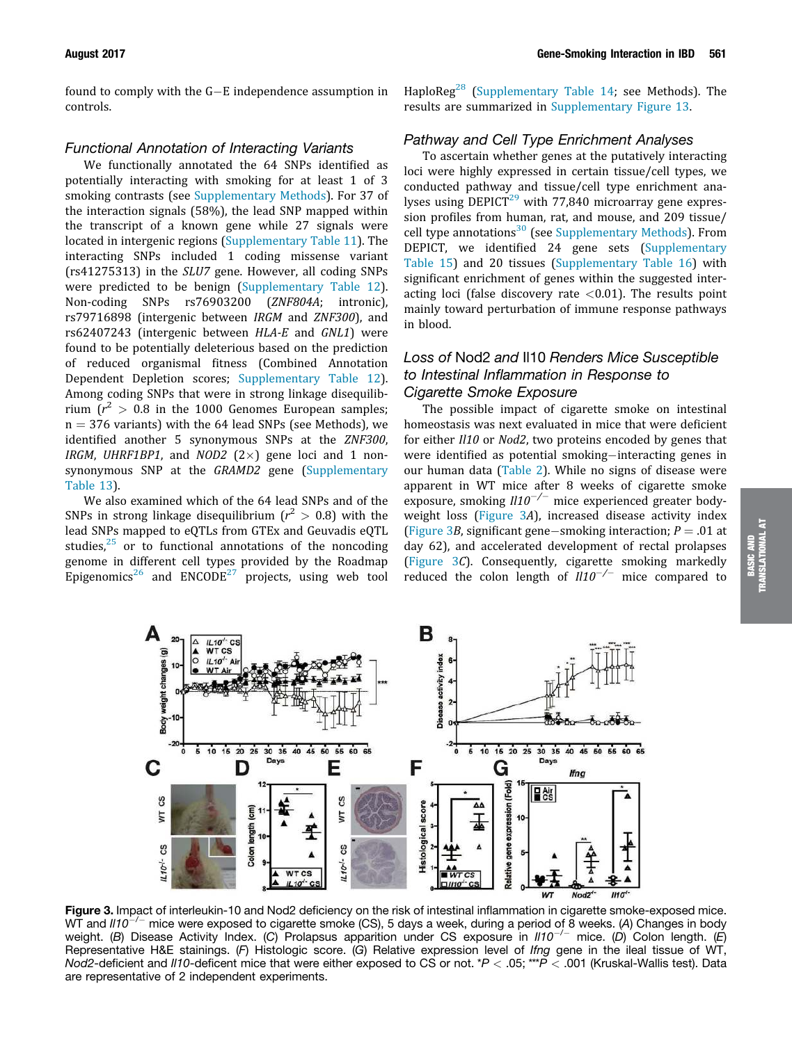found to comply with the G−E independence assumption in controls.

### Functional Annotation of Interacting Variants

We functionally annotated the 64 SNPs identified as potentially interacting with smoking for at least 1 of 3 smoking contrasts (see Supplementary Methods). For 37 of the interaction signals (58%), the lead SNP mapped within the transcript of a known gene while 27 signals were located in intergenic regions (Supplementary Table 11). The interacting SNPs included 1 coding missense variant (rs41275313) in the *SLU7* gene. However, all coding SNPs were predicted to be benign (Supplementary Table 12). Non-coding SNPs rs76903200 (*ZNF804A*; intronic), rs79716898 (intergenic between *IRGM* and *ZNF300*), and rs62407243 (intergenic between *HLA-E* and *GNL1*) were found to be potentially deleterious based on the prediction of reduced organismal fitness (Combined Annotation Dependent Depletion scores; Supplementary Table 12). Among coding SNPs that were in strong linkage disequilibrium ($r^2 > 0.8$ in the 1000 Genomes European samples; $n = 376$ variants) with the 64 lead SNPs (see Methods), we identified another 5 synonymous SNPs at the *ZNF300*, *IRGM*, *UHRF1BP1*, and *NOD2* (2×) gene loci and 1 non-synonymous SNP at the *GRAMD2* gene (Supplementary Table 13).

We also examined which of the 64 lead SNPs and of the SNPs in strong linkage disequilibrium ($r^2 > 0.8$) with the lead SNPs mapped to eQTLs from GTEx and Geuvadis eQTL studies,[25] or to functional annotations of the noncoding genome in different cell types provided by the Roadmap Epigenomics[26] and ENCODE[27] projects, using web tool HaploReg[28] (Supplementary Table 14; see Methods). The results are summarized in Supplementary Figure 13.

### Pathway and Cell Type Enrichment Analyses

To ascertain whether genes at the putatively interacting loci were highly expressed in certain tissue/cell types, we conducted pathway and tissue/cell type enrichment analyses using DEPICT[29] with 77,840 microarray gene expression profiles from human, rat, and mouse, and 209 tissue/cell type annotations[30] (see Supplementary Methods). From DEPICT, we identified 24 gene sets (Supplementary Table 15) and 20 tissues (Supplementary Table 16) with significant enrichment of genes within the suggested interacting loci (false discovery rate <0.01). The results point mainly toward perturbation of immune response pathways in blood.

### Loss of Nod2 and Il10 Renders Mice Susceptible to Intestinal Inflammation in Response to Cigarette Smoke Exposure

The possible impact of cigarette smoke on intestinal homeostasis was next evaluated in mice that were deficient for either *Il10* or *Nod2*, two proteins encoded by genes that were identified as potential smoking−interacting genes in our human data (Table 2). While no signs of disease were apparent in WT mice after 8 weeks of cigarette smoke exposure, smoking *Il10*$^{-/-}$ mice experienced greater body-weight loss (Figure 3*A*), increased disease activity index (Figure 3*B*, significant gene−smoking interaction; $P = .01$ at day 62), and accelerated development of rectal prolapses (Figure 3*C*). Consequently, cigarette smoking markedly reduced the colon length of *Il10*$^{-/-}$ mice compared to

**Figure 3.** Impact of interleukin-10 and Nod2 deficiency on the risk of intestinal inflammation in cigarette smoke-exposed mice. WT and *Il10*$^{-/-}$ mice were exposed to cigarette smoke (CS), 5 days a week, during a period of 8 weeks. (*A*) Changes in body weight. (*B*) Disease Activity Index. (*C*) Prolapsus apparition under CS exposure in *Il10*$^{-/-}$ mice. (*D*) Colon length. (*E*) Representative H&E stainings. (*F*) Histologic score. (*G*) Relative expression level of *Ifng* gene in the ileal tissue of WT, *Nod2*-deficient and *Il10*-deficent mice that were either exposed to CS or not. $^{*}P < .05$; $^{***}P < .001$ (Kruskal-Wallis test). Data are representative of 2 independent experiments.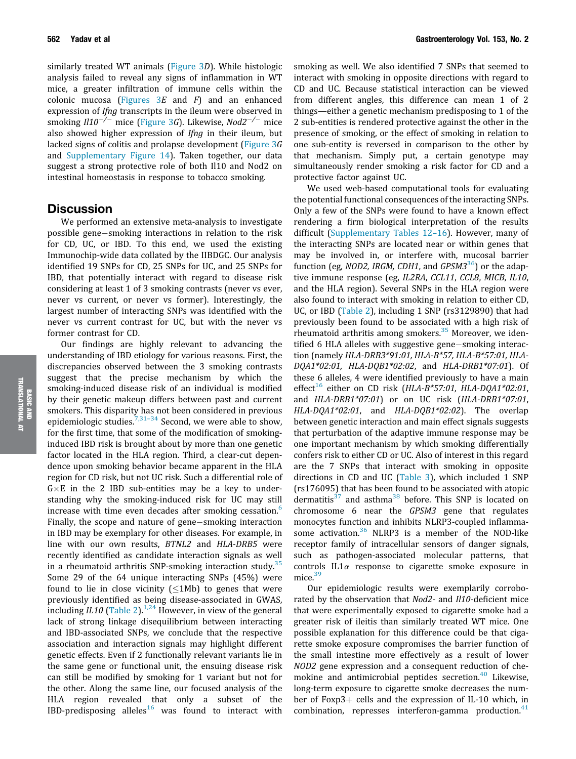similarly treated WT animals (Figure 3D). While histologic analysis failed to reveal any signs of inflammation in WT mice, a greater infiltration of immune cells within the colonic mucosa (Figures 3E and F) and an enhanced expression of *Ifng* transcripts in the ileum were observed in smoking $Il10^{-/-}$ mice (Figure 3G). Likewise, $Nod2^{-/-}$ mice also showed higher expression of *Ifng* in their ileum, but lacked signs of colitis and prolapse development (Figure 3G and Supplementary Figure 14). Taken together, our data suggest a strong protective role of both Il10 and Nod2 on intestinal homeostasis in response to tobacco smoking.

## Discussion

We performed an extensive meta-analysis to investigate possible gene–smoking interactions in relation to the risk for CD, UC, or IBD. To this end, we used the existing Immunochip-wide data collated by the IIBDGC. Our analysis identified 19 SNPs for CD, 25 SNPs for UC, and 25 SNPs for IBD, that potentially interact with regard to disease risk considering at least 1 of 3 smoking contrasts (never vs ever, never vs current, or never vs former). Interestingly, the largest number of interacting SNPs was identified with the never vs current contrast for UC, but with the never vs former contrast for CD.

Our findings are highly relevant to advancing the understanding of IBD etiology for various reasons. First, the discrepancies observed between the 3 smoking contrasts suggest that the precise mechanism by which the smoking-induced disease risk of an individual is modified by their genetic makeup differs between past and current smokers. This disparity has not been considered in previous epidemiologic studies.[7,31–34] Second, we were able to show, for the first time, that some of the modification of smoking-induced IBD risk is brought about by more than one genetic factor located in the HLA region. Third, a clear-cut dependence upon smoking behavior became apparent in the HLA region for CD risk, but not UC risk. Such a differential role of G×E in the 2 IBD sub-entities may be a key to understanding why the smoking-induced risk for UC may still increase with time even decades after smoking cessation.[6] Finally, the scope and nature of gene–smoking interaction in IBD may be exemplary for other diseases. For example, in line with our own results, *BTNL2* and *HLA-DRB5* were recently identified as candidate interaction signals as well in a rheumatoid arthritis SNP-smoking interaction study.[35] Some 29 of the 64 unique interacting SNPs (45%) were found to lie in close vicinity (≤1Mb) to genes that were previously identified as being disease-associated in GWAS, including *IL10* (Table 2).[1,24] However, in view of the general lack of strong linkage disequilibrium between interacting and IBD-associated SNPs, we conclude that the respective association and interaction signals may highlight different genetic effects. Even if 2 functionally relevant variants lie in the same gene or functional unit, the ensuing disease risk can still be modified by smoking for 1 variant but not for the other. Along the same line, our focused analysis of the HLA region revealed that only a subset of the IBD-predisposing alleles[16] was found to interact with smoking as well. We also identified 7 SNPs that seemed to interact with smoking in opposite directions with regard to CD and UC. Because statistical interaction can be viewed from different angles, this difference can mean 1 of 2 things—either a genetic mechanism predisposing to 1 of the 2 sub-entities is rendered protective against the other in the presence of smoking, or the effect of smoking in relation to one sub-entity is reversed in comparison to the other by that mechanism. Simply put, a certain genotype may simultaneously render smoking a risk factor for CD and a protective factor against UC.

We used web-based computational tools for evaluating the potential functional consequences of the interacting SNPs. Only a few of the SNPs were found to have a known effect rendering a firm biological interpretation of the results difficult (Supplementary Tables 12–16). However, many of the interacting SNPs are located near or within genes that may be involved in, or interfere with, mucosal barrier function (eg, *NOD2, IRGM, CDH1*, and *GPSM3*[36]) or the adaptive immune response (eg, *IL2RA*, *CCL11*, *CCL8*, *MICB*, *IL10*, and the HLA region). Several SNPs in the HLA region were also found to interact with smoking in relation to either CD, UC, or IBD (Table 2), including 1 SNP (rs3129890) that had previously been found to be associated with a high risk of rheumatoid arthritis among smokers.[35] Moreover, we identified 6 HLA alleles with suggestive gene–smoking interaction (namely *HLA-DRB3\*91:01, HLA-B\*57, HLA-B\*57:01, HLA-DQA1\*02:01, HLA-DQB1\*02:02*, and *HLA-DRB1\*07:01*). Of these 6 alleles, 4 were identified previously to have a main effect[16] either on CD risk (*HLA-B\*57:01, HLA-DQA1\*02:01*, and *HLA-DRB1\*07:01*) or on UC risk (*HLA-DRB1\*07:01*, *HLA-DQA1\*02:01*, and *HLA-DQB1\*02:02*). The overlap between genetic interaction and main effect signals suggests that perturbation of the adaptive immune response may be one important mechanism by which smoking differentially confers risk to either CD or UC. Also of interest in this regard are the 7 SNPs that interact with smoking in opposite directions in CD and UC (Table 3), which included 1 SNP (rs176095) that has been found to be associated with atopic dermatitis[37] and asthma[38] before. This SNP is located on chromosome 6 near the *GPSM3* gene that regulates monocytes function and inhibits NLRP3-coupled inflammasome activation.[36] NLRP3 is a member of the NOD-like receptor family of intracellular sensors of danger signals, such as pathogen-associated molecular patterns, that controls IL1α response to cigarette smoke exposure in mice.[39]

Our epidemiologic results were exemplarily corroborated by the observation that *Nod2*- and *Il10*-deficient mice that were experimentally exposed to cigarette smoke had a greater risk of ileitis than similarly treated WT mice. One possible explanation for this difference could be that cigarette smoke exposure compromises the barrier function of the small intestine more effectively as a result of lower *NOD2* gene expression and a consequent reduction of chemokine and antimicrobial peptides secretion.[40] Likewise, long-term exposure to cigarette smoke decreases the number of Foxp3+ cells and the expression of IL-10 which, in combination, represses interferon-gamma production.[41]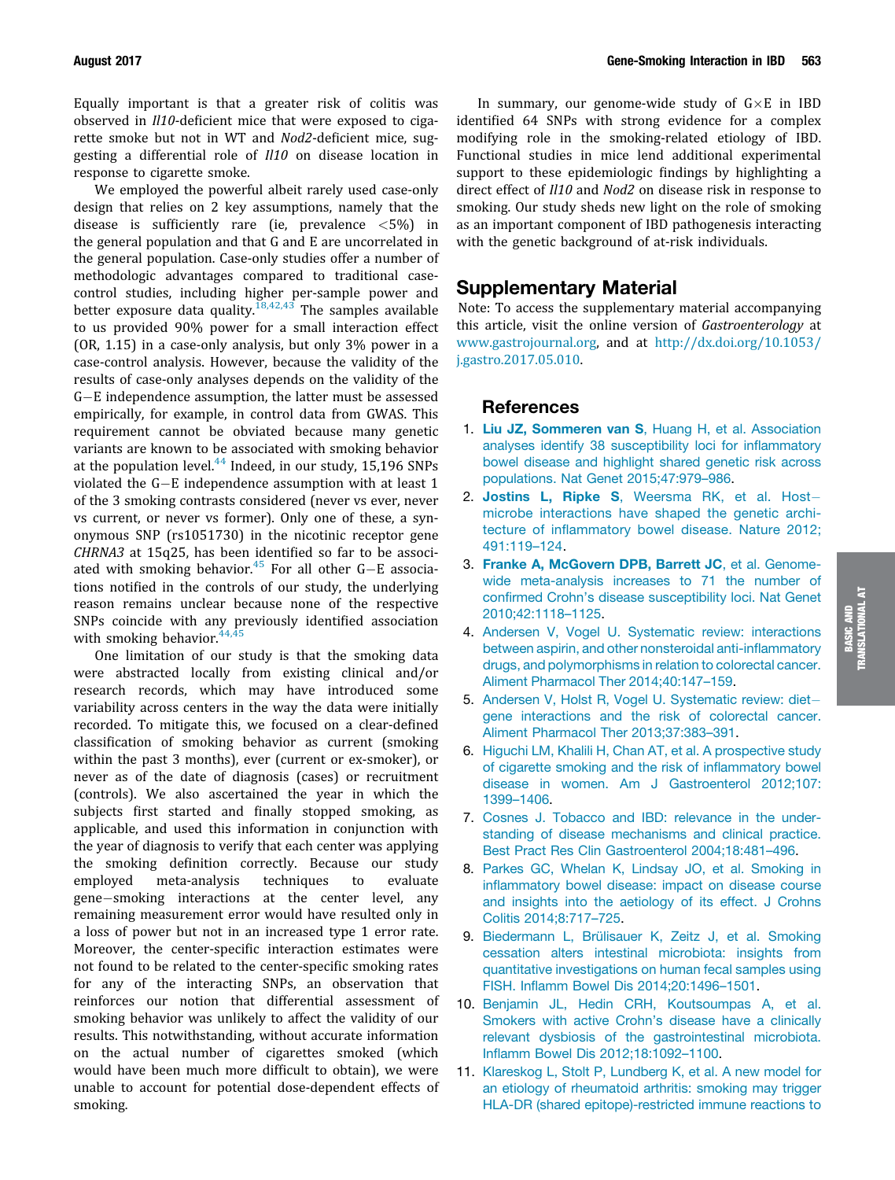Equally important is that a greater risk of colitis was observed in *Il10*-deficient mice that were exposed to cigarette smoke but not in WT and *Nod2*-deficient mice, suggesting a differential role of *Il10* on disease location in response to cigarette smoke.

We employed the powerful albeit rarely used case-only design that relies on 2 key assumptions, namely that the disease is sufficiently rare (ie, prevalence <5%) in the general population and that G and E are uncorrelated in the general population. Case-only studies offer a number of methodologic advantages compared to traditional case-control studies, including higher per-sample power and better exposure data quality.[18,42,43] The samples available to us provided 90% power for a small interaction effect (OR, 1.15) in a case-only analysis, but only 3% power in a case-control analysis. However, because the validity of the results of case-only analyses depends on the validity of the G−E independence assumption, the latter must be assessed empirically, for example, in control data from GWAS. This requirement cannot be obviated because many genetic variants are known to be associated with smoking behavior at the population level.[44] Indeed, in our study, 15,196 SNPs violated the G−E independence assumption with at least 1 of the 3 smoking contrasts considered (never vs ever, never vs current, or never vs former). Only one of these, a synonymous SNP (rs1051730) in the nicotinic receptor gene *CHRNA3* at 15q25, has been identified so far to be associated with smoking behavior.[45] For all other G−E associations notified in the controls of our study, the underlying reason remains unclear because none of the respective SNPs coincide with any previously identified association with smoking behavior.[44,45]

One limitation of our study is that the smoking data were abstracted locally from existing clinical and/or research records, which may have introduced some variability across centers in the way the data were initially recorded. To mitigate this, we focused on a clear-defined classification of smoking behavior as current (smoking within the past 3 months), ever (current or ex-smoker), or never as of the date of diagnosis (cases) or recruitment (controls). We also ascertained the year in which the subjects first started and finally stopped smoking, as applicable, and used this information in conjunction with the year of diagnosis to verify that each center was applying the smoking definition correctly. Because our study employed meta-analysis techniques to evaluate gene−smoking interactions at the center level, any remaining measurement error would have resulted only in a loss of power but not in an increased type 1 error rate. Moreover, the center-specific interaction estimates were not found to be related to the center-specific smoking rates for any of the interacting SNPs, an observation that reinforces our notion that differential assessment of smoking behavior was unlikely to affect the validity of our results. This notwithstanding, without accurate information on the actual number of cigarettes smoked (which would have been much more difficult to obtain), we were unable to account for potential dose-dependent effects of smoking.

In summary, our genome-wide study of G×E in IBD identified 64 SNPs with strong evidence for a complex modifying role in the smoking-related etiology of IBD. Functional studies in mice lend additional experimental support to these epidemiologic findings by highlighting a direct effect of *Il10* and *Nod2* on disease risk in response to smoking. Our study sheds new light on the role of smoking as an important component of IBD pathogenesis interacting with the genetic background of at-risk individuals.

## Supplementary Material

Note: To access the supplementary material accompanying this article, visit the online version of *Gastroenterology* at www.gastrojournal.org, and at http://dx.doi.org/10.1053/j.gastro.2017.05.010.

## References

1. **Liu JZ, Sommeren van S**, Huang H, et al. Association analyses identify 38 susceptibility loci for inflammatory bowel disease and highlight shared genetic risk across populations. Nat Genet 2015;47:979–986.
2. **Jostins L, Ripke S**, Weersma RK, et al. Host−microbe interactions have shaped the genetic architecture of inflammatory bowel disease. Nature 2012;491:119–124.
3. **Franke A, McGovern DPB, Barrett JC**, et al. Genome-wide meta-analysis increases to 71 the number of confirmed Crohn's disease susceptibility loci. Nat Genet 2010;42:1118–1125.
4. Andersen V, Vogel U. Systematic review: interactions between aspirin, and other nonsteroidal anti-inflammatory drugs, and polymorphisms in relation to colorectal cancer. Aliment Pharmacol Ther 2014;40:147–159.
5. Andersen V, Holst R, Vogel U. Systematic review: diet−gene interactions and the risk of colorectal cancer. Aliment Pharmacol Ther 2013;37:383–391.
6. Higuchi LM, Khalili H, Chan AT, et al. A prospective study of cigarette smoking and the risk of inflammatory bowel disease in women. Am J Gastroenterol 2012;107:1399–1406.
7. Cosnes J. Tobacco and IBD: relevance in the understanding of disease mechanisms and clinical practice. Best Pract Res Clin Gastroenterol 2004;18:481–496.
8. Parkes GC, Whelan K, Lindsay JO, et al. Smoking in inflammatory bowel disease: impact on disease course and insights into the aetiology of its effect. J Crohns Colitis 2014;8:717–725.
9. Biedermann L, Brülisauer K, Zeitz J, et al. Smoking cessation alters intestinal microbiota: insights from quantitative investigations on human fecal samples using FISH. Inflamm Bowel Dis 2014;20:1496–1501.
10. Benjamin JL, Hedin CRH, Koutsoumpas A, et al. Smokers with active Crohn's disease have a clinically relevant dysbiosis of the gastrointestinal microbiota. Inflamm Bowel Dis 2012;18:1092–1100.
11. Klareskog L, Stolt P, Lundberg K, et al. A new model for an etiology of rheumatoid arthritis: smoking may trigger HLA-DR (shared epitope)-restricted immune reactions to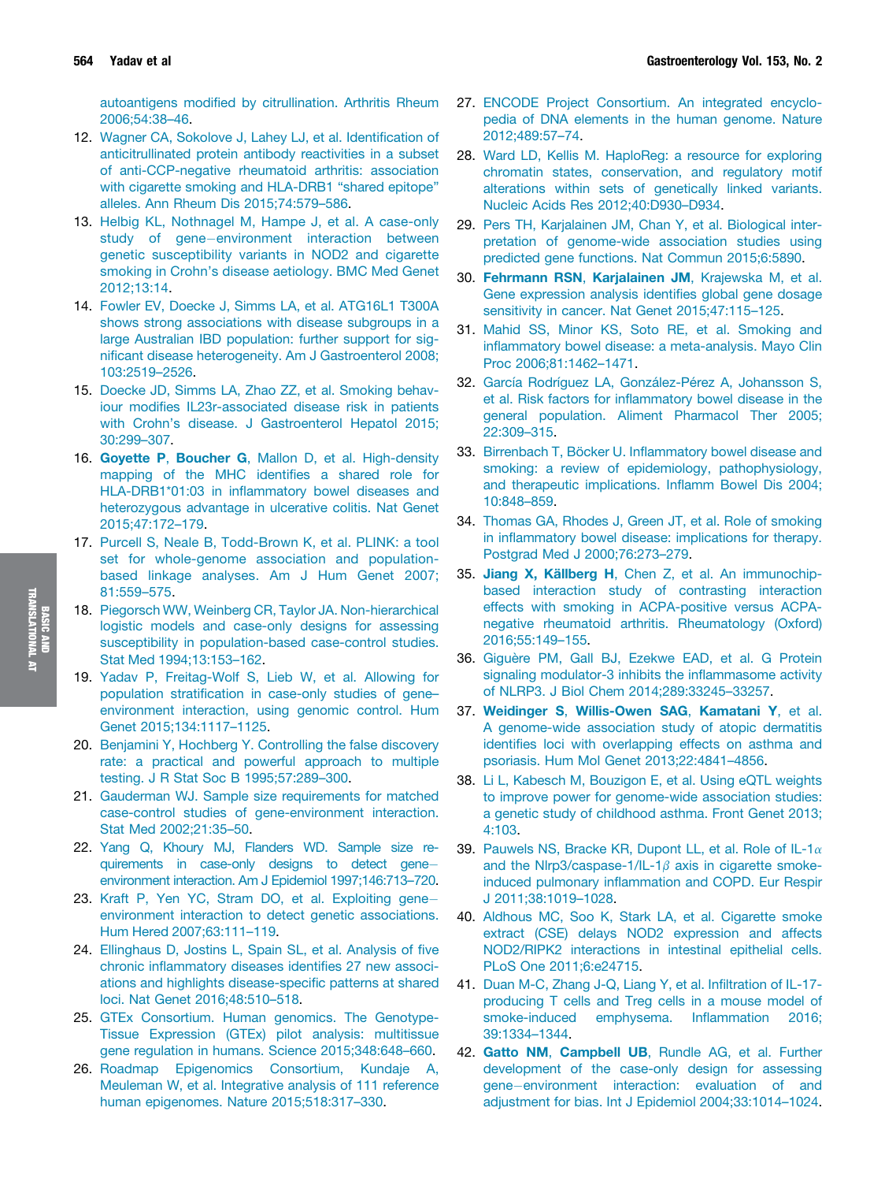autoantigens modified by citrullination. Arthritis Rheum 2006;54:38–46.

12. Wagner CA, Sokolove J, Lahey LJ, et al. Identification of anticitrullinated protein antibody reactivities in a subset of anti-CCP-negative rheumatoid arthritis: association with cigarette smoking and HLA-DRB1 "shared epitope" alleles. Ann Rheum Dis 2015;74:579–586.
13. Helbig KL, Nothnagel M, Hampe J, et al. A case-only study of gene−environment interaction between genetic susceptibility variants in NOD2 and cigarette smoking in Crohn's disease aetiology. BMC Med Genet 2012;13:14.
14. Fowler EV, Doecke J, Simms LA, et al. ATG16L1 T300A shows strong associations with disease subgroups in a large Australian IBD population: further support for significant disease heterogeneity. Am J Gastroenterol 2008;103:2519–2526.
15. Doecke JD, Simms LA, Zhao ZZ, et al. Smoking behaviour modifies IL23r-associated disease risk in patients with Crohn's disease. J Gastroenterol Hepatol 2015;30:299–307.
16. **Goyette P**, **Boucher G**, Mallon D, et al. High-density mapping of the MHC identifies a shared role for HLA-DRB1*01:03 in inflammatory bowel diseases and heterozygous advantage in ulcerative colitis. Nat Genet 2015;47:172–179.
17. Purcell S, Neale B, Todd-Brown K, et al. PLINK: a tool set for whole-genome association and population-based linkage analyses. Am J Hum Genet 2007;81:559–575.
18. Piegorsch WW, Weinberg CR, Taylor JA. Non-hierarchical logistic models and case-only designs for assessing susceptibility in population-based case-control studies. Stat Med 1994;13:153–162.
19. Yadav P, Freitag-Wolf S, Lieb W, et al. Allowing for population stratification in case-only studies of gene–environment interaction, using genomic control. Hum Genet 2015;134:1117–1125.
20. Benjamini Y, Hochberg Y. Controlling the false discovery rate: a practical and powerful approach to multiple testing. J R Stat Soc B 1995;57:289–300.
21. Gauderman WJ. Sample size requirements for matched case-control studies of gene-environment interaction. Stat Med 2002;21:35–50.
22. Yang Q, Khoury MJ, Flanders WD. Sample size requirements in case-only designs to detect gene−environment interaction. Am J Epidemiol 1997;146:713–720.
23. Kraft P, Yen YC, Stram DO, et al. Exploiting gene−environment interaction to detect genetic associations. Hum Hered 2007;63:111–119.
24. Ellinghaus D, Jostins L, Spain SL, et al. Analysis of five chronic inflammatory diseases identifies 27 new associations and highlights disease-specific patterns at shared loci. Nat Genet 2016;48:510–518.
25. GTEx Consortium. Human genomics. The Genotype-Tissue Expression (GTEx) pilot analysis: multitissue gene regulation in humans. Science 2015;348:648–660.
26. Roadmap Epigenomics Consortium, Kundaje A, Meuleman W, et al. Integrative analysis of 111 reference human epigenomes. Nature 2015;518:317–330.
27. ENCODE Project Consortium. An integrated encyclopedia of DNA elements in the human genome. Nature 2012;489:57–74.
28. Ward LD, Kellis M. HaploReg: a resource for exploring chromatin states, conservation, and regulatory motif alterations within sets of genetically linked variants. Nucleic Acids Res 2012;40:D930–D934.
29. Pers TH, Karjalainen JM, Chan Y, et al. Biological interpretation of genome-wide association studies using predicted gene functions. Nat Commun 2015;6:5890.
30. **Fehrmann RSN**, **Karjalainen JM**, Krajewska M, et al. Gene expression analysis identifies global gene dosage sensitivity in cancer. Nat Genet 2015;47:115–125.
31. Mahid SS, Minor KS, Soto RE, et al. Smoking and inflammatory bowel disease: a meta-analysis. Mayo Clin Proc 2006;81:1462–1471.
32. García Rodríguez LA, González-Pérez A, Johansson S, et al. Risk factors for inflammatory bowel disease in the general population. Aliment Pharmacol Ther 2005;22:309–315.
33. Birrenbach T, Böcker U. Inflammatory bowel disease and smoking: a review of epidemiology, pathophysiology, and therapeutic implications. Inflamm Bowel Dis 2004;10:848–859.
34. Thomas GA, Rhodes J, Green JT, et al. Role of smoking in inflammatory bowel disease: implications for therapy. Postgrad Med J 2000;76:273–279.
35. **Jiang X**, **Källberg H**, Chen Z, et al. An immunochip-based interaction study of contrasting interaction effects with smoking in ACPA-positive versus ACPA-negative rheumatoid arthritis. Rheumatology (Oxford) 2016;55:149–155.
36. Giguère PM, Gall BJ, Ezekwe EAD, et al. G Protein signaling modulator-3 inhibits the inflammasome activity of NLRP3. J Biol Chem 2014;289:33245–33257.
37. **Weidinger S**, **Willis-Owen SAG**, **Kamatani Y**, et al. A genome-wide association study of atopic dermatitis identifies loci with overlapping effects on asthma and psoriasis. Hum Mol Genet 2013;22:4841–4856.
38. Li L, Kabesch M, Bouzigon E, et al. Using eQTL weights to improve power for genome-wide association studies: a genetic study of childhood asthma. Front Genet 2013;4:103.
39. Pauwels NS, Bracke KR, Dupont LL, et al. Role of IL-1$\alpha$ and the Nlrp3/caspase-1/IL-1$\beta$ axis in cigarette smoke-induced pulmonary inflammation and COPD. Eur Respir J 2011;38:1019–1028.
40. Aldhous MC, Soo K, Stark LA, et al. Cigarette smoke extract (CSE) delays NOD2 expression and affects NOD2/RIPK2 interactions in intestinal epithelial cells. PLoS One 2011;6:e24715.
41. Duan M-C, Zhang J-Q, Liang Y, et al. Infiltration of IL-17-producing T cells and Treg cells in a mouse model of smoke-induced emphysema. Inflammation 2016;39:1334–1344.
42. **Gatto NM**, **Campbell UB**, Rundle AG, et al. Further development of the case-only design for assessing gene−environment interaction: evaluation of and adjustment for bias. Int J Epidemiol 2004;33:1014–1024.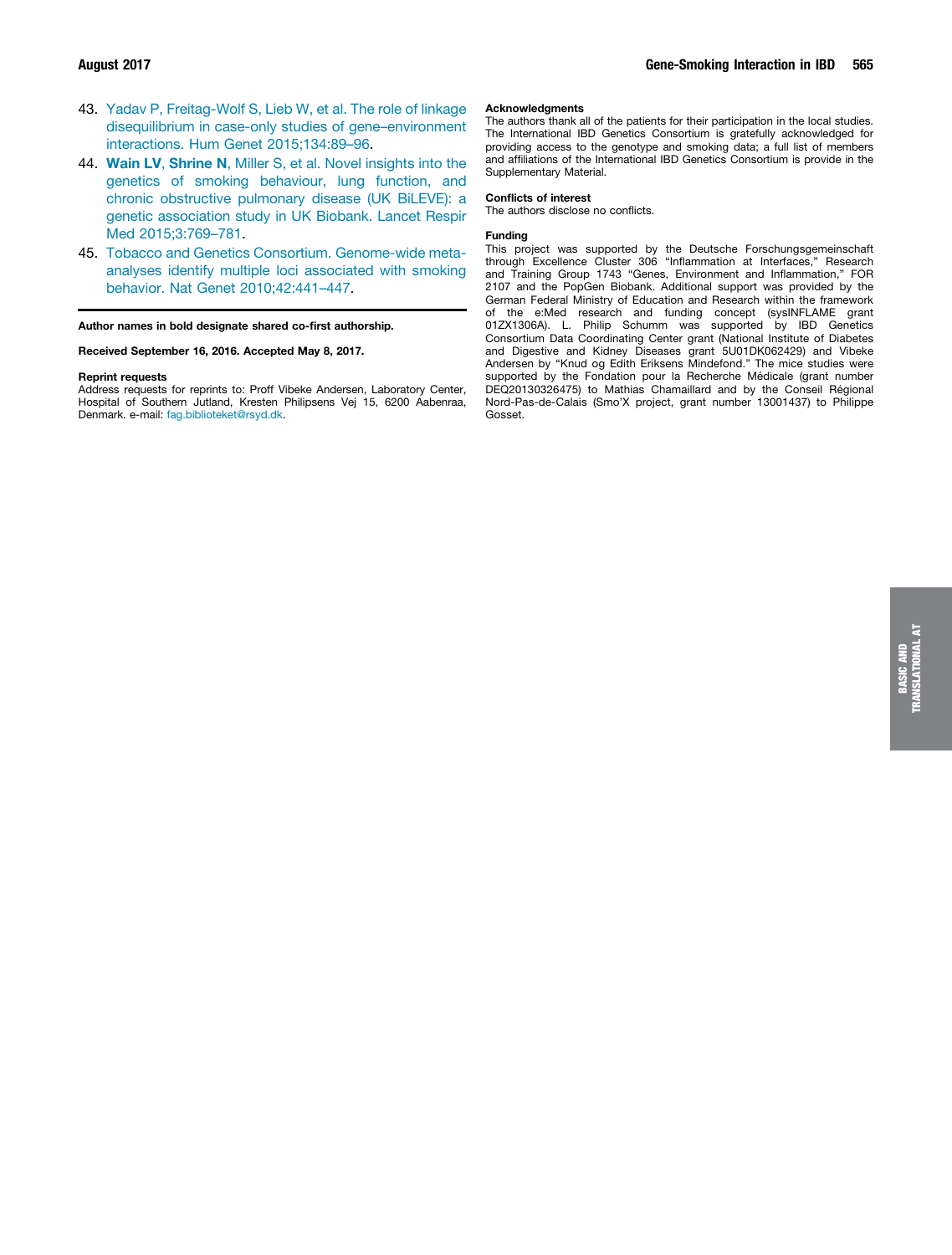43. Yadav P, Freitag-Wolf S, Lieb W, et al. The role of linkage disequilibrium in case-only studies of gene–environment interactions. Hum Genet 2015;134:89–96.
44. **Wain LV**, **Shrine N**, Miller S, et al. Novel insights into the genetics of smoking behaviour, lung function, and chronic obstructive pulmonary disease (UK BiLEVE): a genetic association study in UK Biobank. Lancet Respir Med 2015;3:769–781.
45. Tobacco and Genetics Consortium. Genome-wide meta-analyses identify multiple loci associated with smoking behavior. Nat Genet 2010;42:441–447.

---

**Author names in bold designate shared co-first authorship.**

**Received September 16, 2016. Accepted May 8, 2017.**

#### Reprint requests

Address requests for reprints to: Proff Vibeke Andersen, Laboratory Center, Hospital of Southern Jutland, Kresten Philipsens Vej 15, 6200 Aabenraa, Denmark. e-mail: fag.biblioteket@rsyd.dk.

#### Acknowledgments

The authors thank all of the patients for their participation in the local studies. The International IBD Genetics Consortium is gratefully acknowledged for providing access to the genotype and smoking data; a full list of members and affiliations of the International IBD Genetics Consortium is provide in the Supplementary Material.

#### Conflicts of interest

The authors disclose no conflicts.

#### Funding

This project was supported by the Deutsche Forschungsgemeinschaft through Excellence Cluster 306 "Inflammation at Interfaces," Research and Training Group 1743 "Genes, Environment and Inflammation," FOR 2107 and the PopGen Biobank. Additional support was provided by the German Federal Ministry of Education and Research within the framework of the e:Med research and funding concept (sysINFLAME grant 01ZX1306A). L. Philip Schumm was supported by IBD Genetics Consortium Data Coordinating Center grant (National Institute of Diabetes and Digestive and Kidney Diseases grant 5U01DK062429) and Vibeke Andersen by "Knud og Edith Eriksens Mindefond." The mice studies were supported by the Fondation pour la Recherche Médicale (grant number DEQ20130326475) to Mathias Chamaillard and by the Conseil Régional Nord-Pas-de-Calais (Smo'X project, grant number 13001437) to Philippe Gosset.